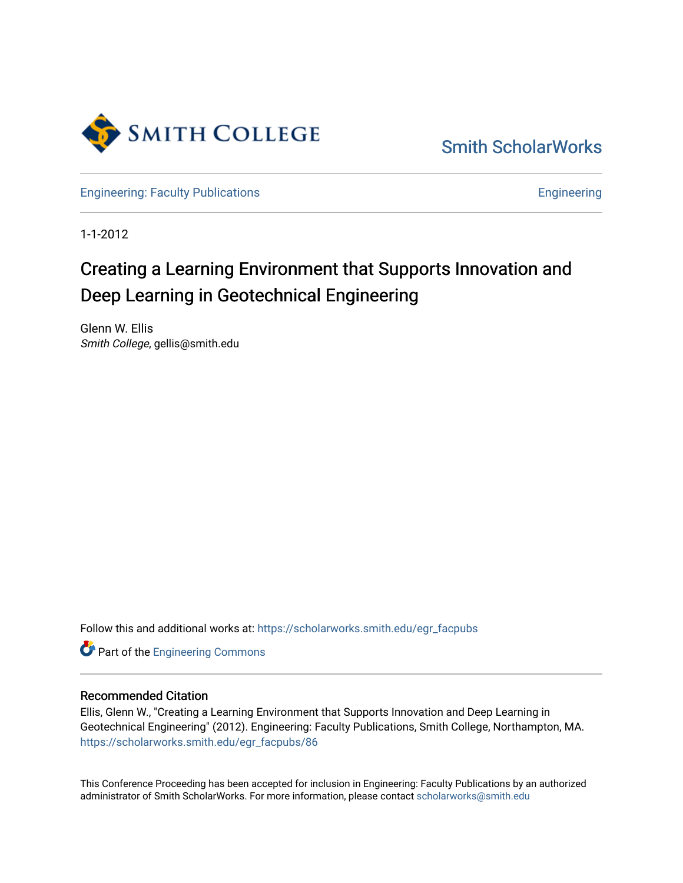Smith College

Smith ScholarWorks

Engineering: Faculty Publications

Engineering

1-1-2012

# Creating a Learning Environment that Supports Innovation and Deep Learning in Geotechnical Engineering

Glenn W. Ellis
*Smith College*, gellis@smith.edu

Follow this and additional works at: https://scholarworks.smith.edu/egr_facpubs

Part of the Engineering Commons

## Recommended Citation

Ellis, Glenn W., "Creating a Learning Environment that Supports Innovation and Deep Learning in Geotechnical Engineering" (2012). Engineering: Faculty Publications, Smith College, Northampton, MA. https://scholarworks.smith.edu/egr_facpubs/86

This Conference Proceeding has been accepted for inclusion in Engineering: Faculty Publications by an authorized administrator of Smith ScholarWorks. For more information, please contact scholarworks@smith.edu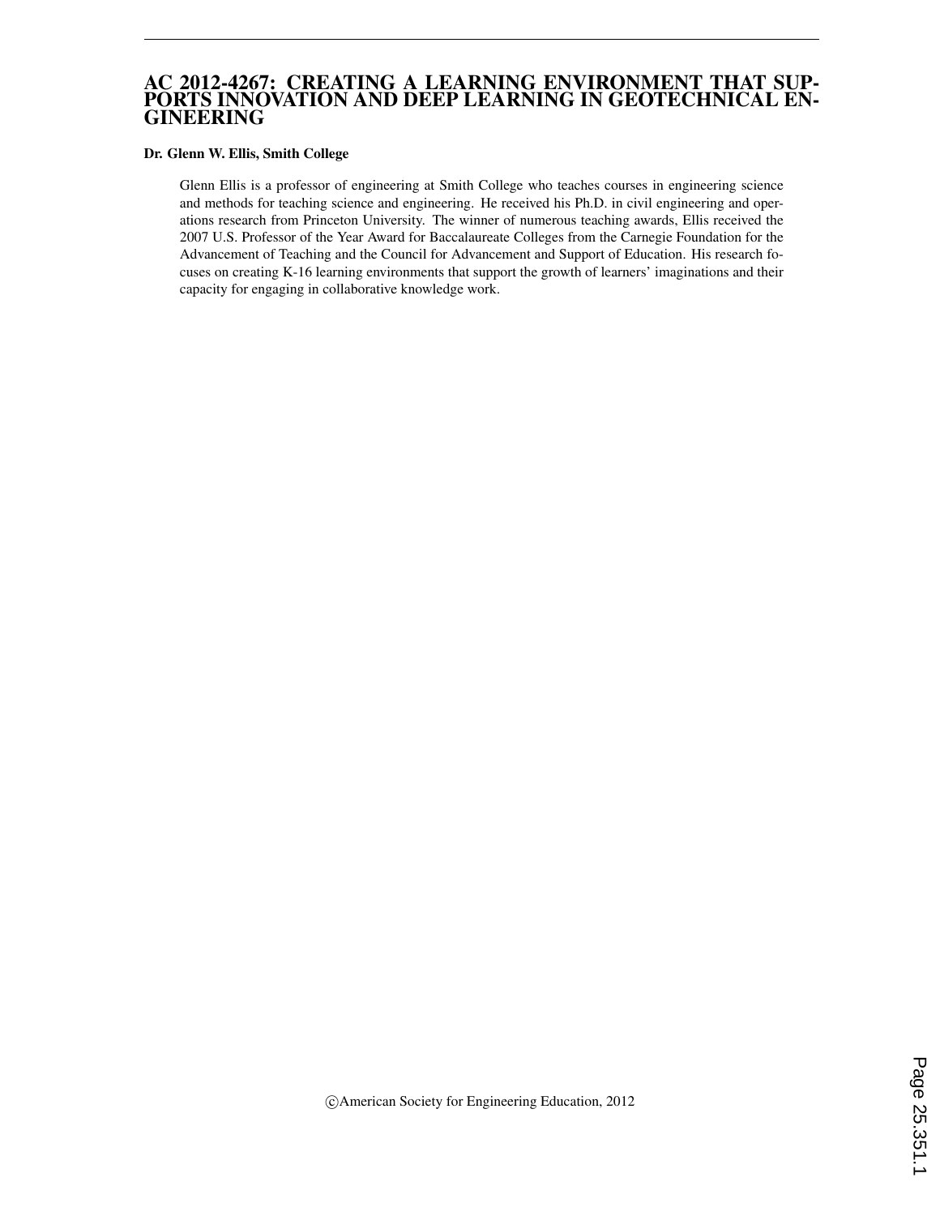# AC 2012-4267: CREATING A LEARNING ENVIRONMENT THAT SUPPORTS INNOVATION AND DEEP LEARNING IN GEOTECHNICAL ENGINEERING

**Dr. Glenn W. Ellis, Smith College**

Glenn Ellis is a professor of engineering at Smith College who teaches courses in engineering science and methods for teaching science and engineering. He received his Ph.D. in civil engineering and operations research from Princeton University. The winner of numerous teaching awards, Ellis received the 2007 U.S. Professor of the Year Award for Baccalaureate Colleges from the Carnegie Foundation for the Advancement of Teaching and the Council for Advancement and Support of Education. His research focuses on creating K-16 learning environments that support the growth of learners' imaginations and their capacity for engaging in collaborative knowledge work.

©American Society for Engineering Education, 2012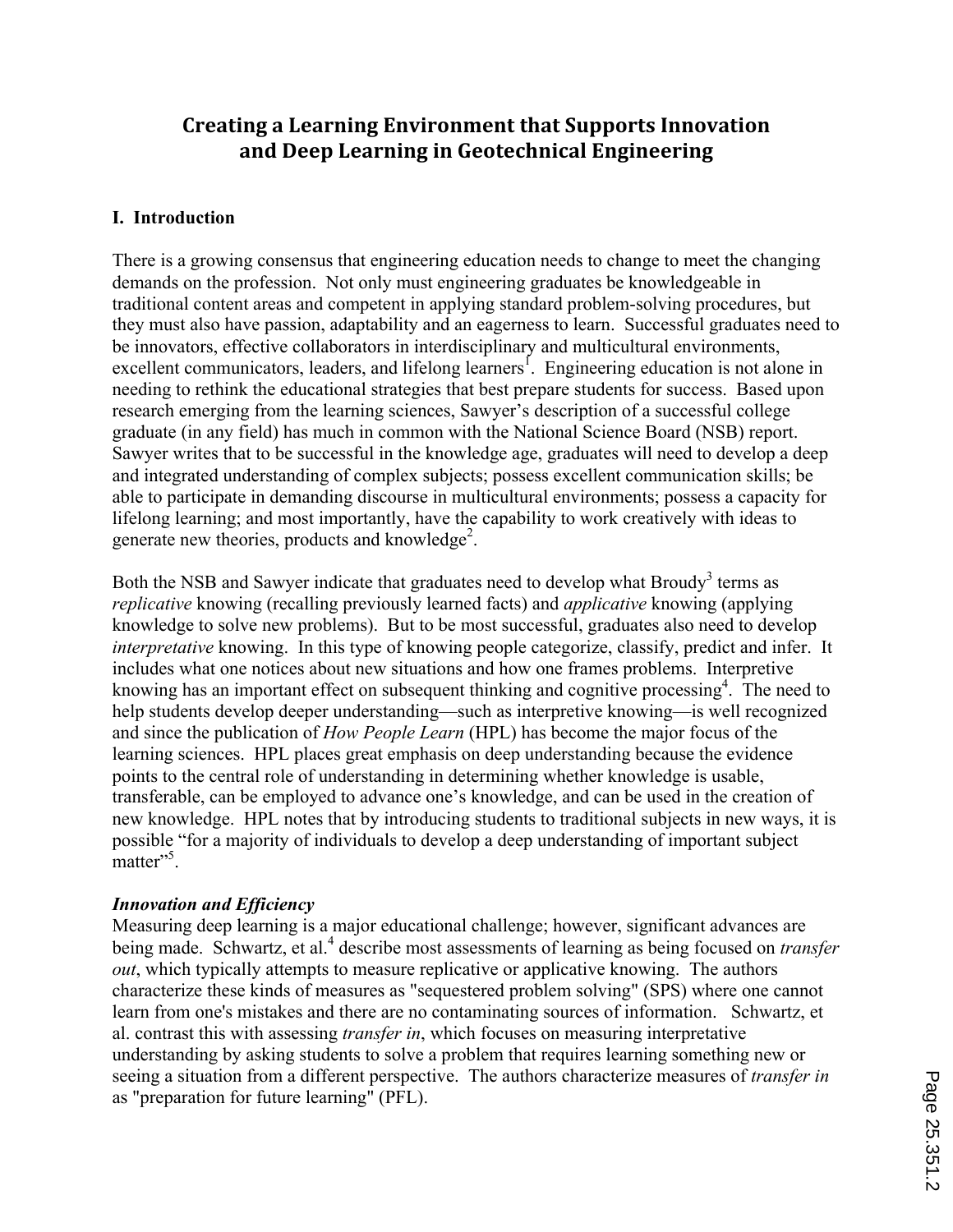# Creating a Learning Environment that Supports Innovation and Deep Learning in Geotechnical Engineering

## I. Introduction

There is a growing consensus that engineering education needs to change to meet the changing demands on the profession. Not only must engineering graduates be knowledgeable in traditional content areas and competent in applying standard problem-solving procedures, but they must also have passion, adaptability and an eagerness to learn. Successful graduates need to be innovators, effective collaborators in interdisciplinary and multicultural environments, excellent communicators, leaders, and lifelong learners[1]. Engineering education is not alone in needing to rethink the educational strategies that best prepare students for success. Based upon research emerging from the learning sciences, Sawyer's description of a successful college graduate (in any field) has much in common with the National Science Board (NSB) report. Sawyer writes that to be successful in the knowledge age, graduates will need to develop a deep and integrated understanding of complex subjects; possess excellent communication skills; be able to participate in demanding discourse in multicultural environments; possess a capacity for lifelong learning; and most importantly, have the capability to work creatively with ideas to generate new theories, products and knowledge[2].

Both the NSB and Sawyer indicate that graduates need to develop what Broudy[3] terms as *replicative* knowing (recalling previously learned facts) and *applicative* knowing (applying knowledge to solve new problems). But to be most successful, graduates also need to develop *interpretative* knowing. In this type of knowing people categorize, classify, predict and infer. It includes what one notices about new situations and how one frames problems. Interpretive knowing has an important effect on subsequent thinking and cognitive processing[4]. The need to help students develop deeper understanding—such as interpretive knowing—is well recognized and since the publication of *How People Learn* (HPL) has become the major focus of the learning sciences. HPL places great emphasis on deep understanding because the evidence points to the central role of understanding in determining whether knowledge is usable, transferable, can be employed to advance one's knowledge, and can be used in the creation of new knowledge. HPL notes that by introducing students to traditional subjects in new ways, it is possible "for a majority of individuals to develop a deep understanding of important subject matter"[5].

### *Innovation and Efficiency*

Measuring deep learning is a major educational challenge; however, significant advances are being made. Schwartz, et al.[4] describe most assessments of learning as being focused on *transfer out*, which typically attempts to measure replicative or applicative knowing. The authors characterize these kinds of measures as "sequestered problem solving" (SPS) where one cannot learn from one's mistakes and there are no contaminating sources of information. Schwartz, et al. contrast this with assessing *transfer in*, which focuses on measuring interpretative understanding by asking students to solve a problem that requires learning something new or seeing a situation from a different perspective. The authors characterize measures of *transfer in* as "preparation for future learning" (PFL).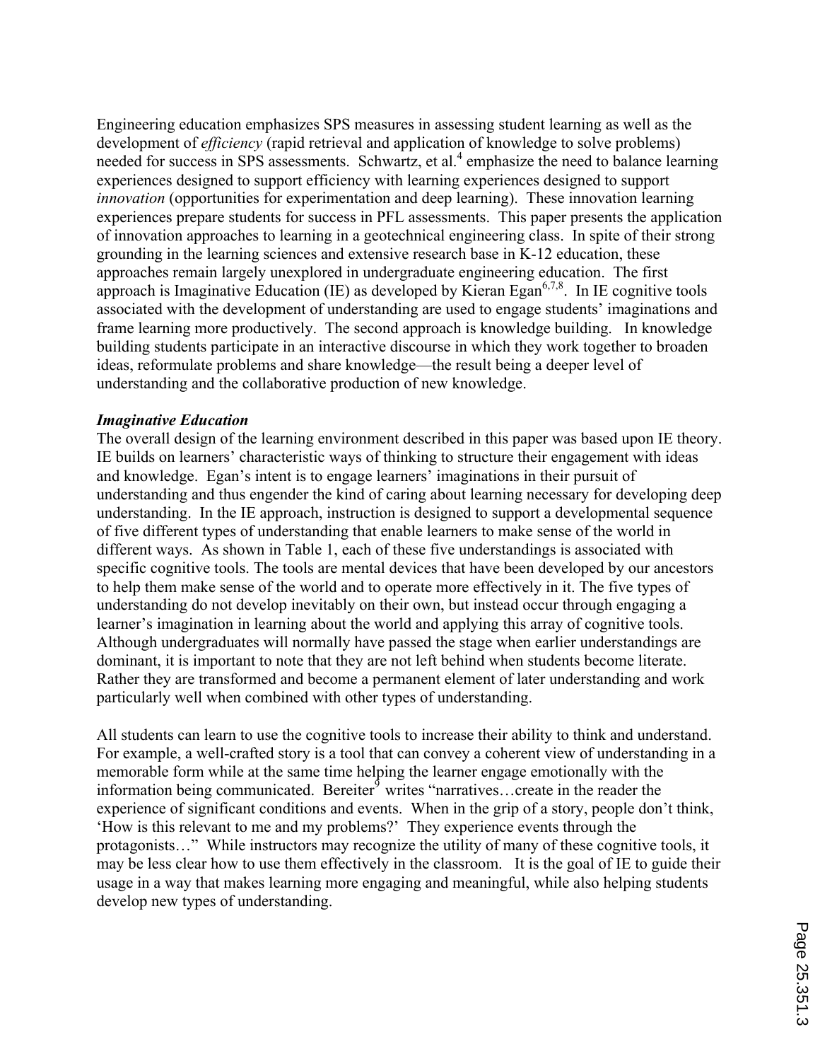Engineering education emphasizes SPS measures in assessing student learning as well as the development of *efficiency* (rapid retrieval and application of knowledge to solve problems) needed for success in SPS assessments. Schwartz, et al.[4] emphasize the need to balance learning experiences designed to support efficiency with learning experiences designed to support *innovation* (opportunities for experimentation and deep learning). These innovation learning experiences prepare students for success in PFL assessments. This paper presents the application of innovation approaches to learning in a geotechnical engineering class. In spite of their strong grounding in the learning sciences and extensive research base in K-12 education, these approaches remain largely unexplored in undergraduate engineering education. The first approach is Imaginative Education (IE) as developed by Kieran Egan[6,7,8]. In IE cognitive tools associated with the development of understanding are used to engage students' imaginations and frame learning more productively. The second approach is knowledge building. In knowledge building students participate in an interactive discourse in which they work together to broaden ideas, reformulate problems and share knowledge—the result being a deeper level of understanding and the collaborative production of new knowledge.

***Imaginative Education***

The overall design of the learning environment described in this paper was based upon IE theory. IE builds on learners' characteristic ways of thinking to structure their engagement with ideas and knowledge. Egan's intent is to engage learners' imaginations in their pursuit of understanding and thus engender the kind of caring about learning necessary for developing deep understanding. In the IE approach, instruction is designed to support a developmental sequence of five different types of understanding that enable learners to make sense of the world in different ways. As shown in Table 1, each of these five understandings is associated with specific cognitive tools. The tools are mental devices that have been developed by our ancestors to help them make sense of the world and to operate more effectively in it. The five types of understanding do not develop inevitably on their own, but instead occur through engaging a learner's imagination in learning about the world and applying this array of cognitive tools. Although undergraduates will normally have passed the stage when earlier understandings are dominant, it is important to note that they are not left behind when students become literate. Rather they are transformed and become a permanent element of later understanding and work particularly well when combined with other types of understanding.

All students can learn to use the cognitive tools to increase their ability to think and understand. For example, a well-crafted story is a tool that can convey a coherent view of understanding in a memorable form while at the same time helping the learner engage emotionally with the information being communicated. Bereiter[9] writes "narratives…create in the reader the experience of significant conditions and events. When in the grip of a story, people don't think, 'How is this relevant to me and my problems?' They experience events through the protagonists…" While instructors may recognize the utility of many of these cognitive tools, it may be less clear how to use them effectively in the classroom. It is the goal of IE to guide their usage in a way that makes learning more engaging and meaningful, while also helping students develop new types of understanding.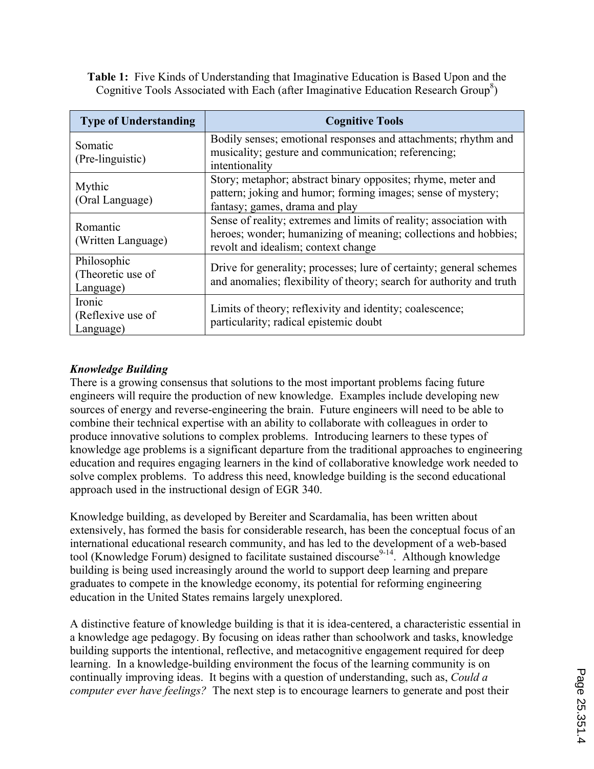**Table 1:** Five Kinds of Understanding that Imaginative Education is Based Upon and the Cognitive Tools Associated with Each (after Imaginative Education Research Group[8])

| Type of Understanding | Cognitive Tools |
|---|---|
| Somatic (Pre-linguistic) | Bodily senses; emotional responses and attachments; rhythm and musicality; gesture and communication; referencing; intentionality |
| Mythic (Oral Language) | Story; metaphor; abstract binary opposites; rhyme, meter and pattern; joking and humor; forming images; sense of mystery; fantasy; games, drama and play |
| Romantic (Written Language) | Sense of reality; extremes and limits of reality; association with heroes; wonder; humanizing of meaning; collections and hobbies; revolt and idealism; context change |
| Philosophic (Theoretic use of Language) | Drive for generality; processes; lure of certainty; general schemes and anomalies; flexibility of theory; search for authority and truth |
| Ironic (Reflexive use of Language) | Limits of theory; reflexivity and identity; coalescence; particularity; radical epistemic doubt |

***Knowledge Building***

There is a growing consensus that solutions to the most important problems facing future engineers will require the production of new knowledge. Examples include developing new sources of energy and reverse-engineering the brain. Future engineers will need to be able to combine their technical expertise with an ability to collaborate with colleagues in order to produce innovative solutions to complex problems. Introducing learners to these types of knowledge age problems is a significant departure from the traditional approaches to engineering education and requires engaging learners in the kind of collaborative knowledge work needed to solve complex problems. To address this need, knowledge building is the second educational approach used in the instructional design of EGR 340.

Knowledge building, as developed by Bereiter and Scardamalia, has been written about extensively, has formed the basis for considerable research, has been the conceptual focus of an international educational research community, and has led to the development of a web-based tool (Knowledge Forum) designed to facilitate sustained discourse[9-14]. Although knowledge building is being used increasingly around the world to support deep learning and prepare graduates to compete in the knowledge economy, its potential for reforming engineering education in the United States remains largely unexplored.

A distinctive feature of knowledge building is that it is idea-centered, a characteristic essential in a knowledge age pedagogy. By focusing on ideas rather than schoolwork and tasks, knowledge building supports the intentional, reflective, and metacognitive engagement required for deep learning. In a knowledge-building environment the focus of the learning community is on continually improving ideas. It begins with a question of understanding, such as, *Could a computer ever have feelings?* The next step is to encourage learners to generate and post their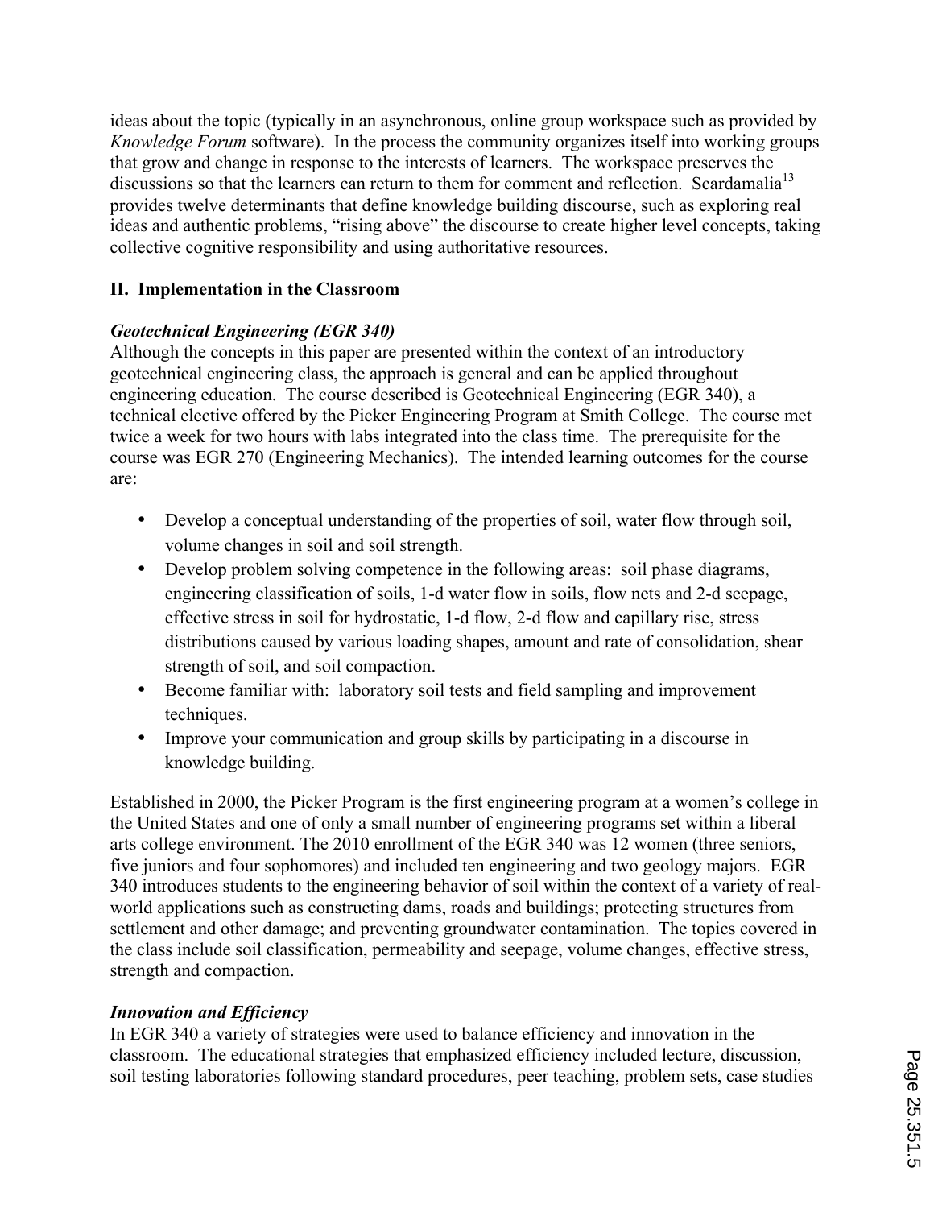ideas about the topic (typically in an asynchronous, online group workspace such as provided by *Knowledge Forum* software). In the process the community organizes itself into working groups that grow and change in response to the interests of learners. The workspace preserves the discussions so that the learners can return to them for comment and reflection. Scardamalia[13] provides twelve determinants that define knowledge building discourse, such as exploring real ideas and authentic problems, "rising above" the discourse to create higher level concepts, taking collective cognitive responsibility and using authoritative resources.

## II. Implementation in the Classroom

### *Geotechnical Engineering (EGR 340)*

Although the concepts in this paper are presented within the context of an introductory geotechnical engineering class, the approach is general and can be applied throughout engineering education. The course described is Geotechnical Engineering (EGR 340), a technical elective offered by the Picker Engineering Program at Smith College. The course met twice a week for two hours with labs integrated into the class time. The prerequisite for the course was EGR 270 (Engineering Mechanics). The intended learning outcomes for the course are:

- Develop a conceptual understanding of the properties of soil, water flow through soil, volume changes in soil and soil strength.
- Develop problem solving competence in the following areas: soil phase diagrams, engineering classification of soils, 1-d water flow in soils, flow nets and 2-d seepage, effective stress in soil for hydrostatic, 1-d flow, 2-d flow and capillary rise, stress distributions caused by various loading shapes, amount and rate of consolidation, shear strength of soil, and soil compaction.
- Become familiar with: laboratory soil tests and field sampling and improvement techniques.
- Improve your communication and group skills by participating in a discourse in knowledge building.

Established in 2000, the Picker Program is the first engineering program at a women's college in the United States and one of only a small number of engineering programs set within a liberal arts college environment. The 2010 enrollment of the EGR 340 was 12 women (three seniors, five juniors and four sophomores) and included ten engineering and two geology majors. EGR 340 introduces students to the engineering behavior of soil within the context of a variety of real-world applications such as constructing dams, roads and buildings; protecting structures from settlement and other damage; and preventing groundwater contamination. The topics covered in the class include soil classification, permeability and seepage, volume changes, effective stress, strength and compaction.

### *Innovation and Efficiency*

In EGR 340 a variety of strategies were used to balance efficiency and innovation in the classroom. The educational strategies that emphasized efficiency included lecture, discussion, soil testing laboratories following standard procedures, peer teaching, problem sets, case studies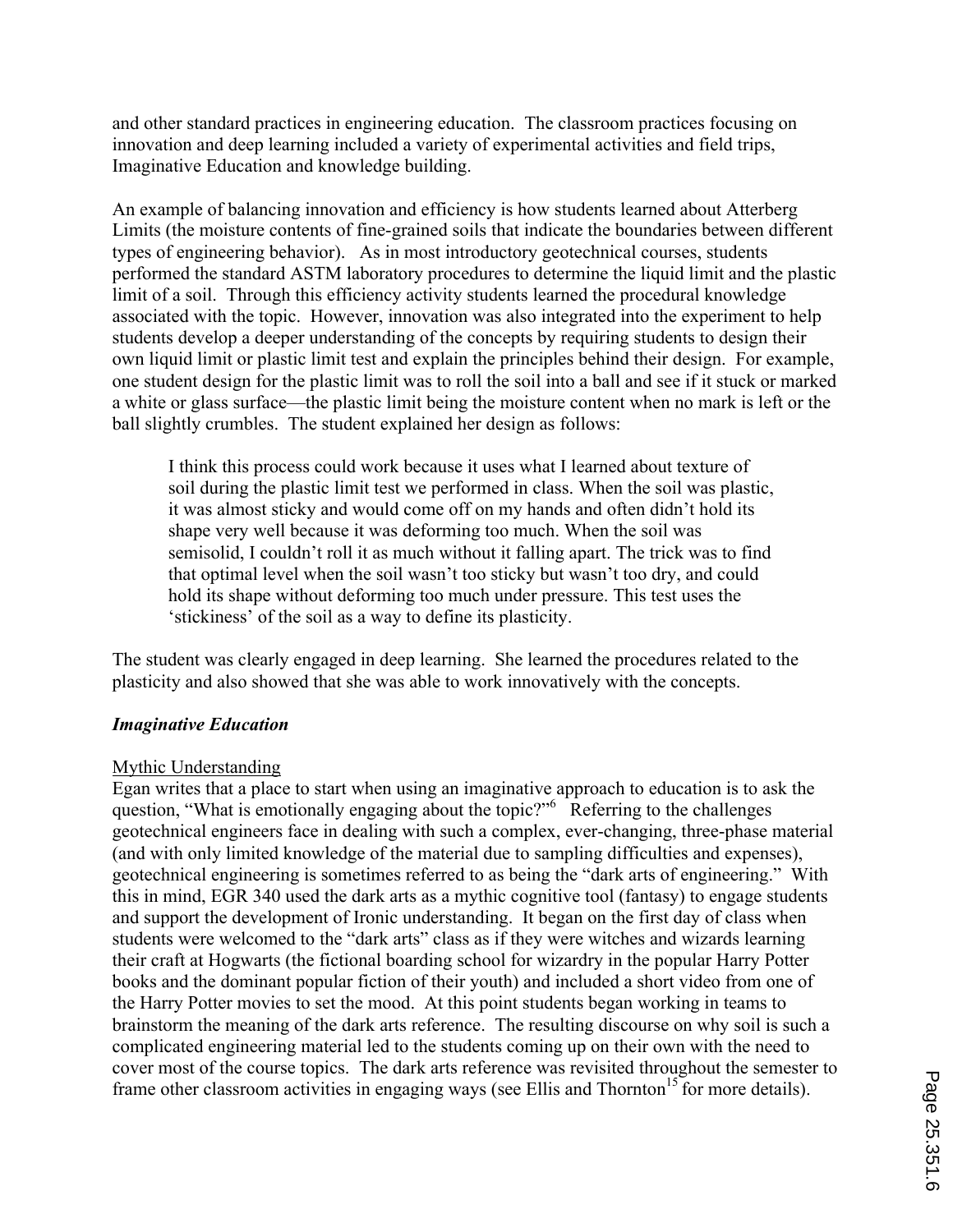and other standard practices in engineering education. The classroom practices focusing on innovation and deep learning included a variety of experimental activities and field trips, Imaginative Education and knowledge building.

An example of balancing innovation and efficiency is how students learned about Atterberg Limits (the moisture contents of fine-grained soils that indicate the boundaries between different types of engineering behavior). As in most introductory geotechnical courses, students performed the standard ASTM laboratory procedures to determine the liquid limit and the plastic limit of a soil. Through this efficiency activity students learned the procedural knowledge associated with the topic. However, innovation was also integrated into the experiment to help students develop a deeper understanding of the concepts by requiring students to design their own liquid limit or plastic limit test and explain the principles behind their design. For example, one student design for the plastic limit was to roll the soil into a ball and see if it stuck or marked a white or glass surface—the plastic limit being the moisture content when no mark is left or the ball slightly crumbles. The student explained her design as follows:

> I think this process could work because it uses what I learned about texture of soil during the plastic limit test we performed in class. When the soil was plastic, it was almost sticky and would come off on my hands and often didn't hold its shape very well because it was deforming too much. When the soil was semisolid, I couldn't roll it as much without it falling apart. The trick was to find that optimal level when the soil wasn't too sticky but wasn't too dry, and could hold its shape without deforming too much under pressure. This test uses the 'stickiness' of the soil as a way to define its plasticity.

The student was clearly engaged in deep learning. She learned the procedures related to the plasticity and also showed that she was able to work innovatively with the concepts.

### *Imaginative Education*

#### Mythic Understanding

Egan writes that a place to start when using an imaginative approach to education is to ask the question, "What is emotionally engaging about the topic?"[6] Referring to the challenges geotechnical engineers face in dealing with such a complex, ever-changing, three-phase material (and with only limited knowledge of the material due to sampling difficulties and expenses), geotechnical engineering is sometimes referred to as being the "dark arts of engineering." With this in mind, EGR 340 used the dark arts as a mythic cognitive tool (fantasy) to engage students and support the development of Ironic understanding. It began on the first day of class when students were welcomed to the "dark arts" class as if they were witches and wizards learning their craft at Hogwarts (the fictional boarding school for wizardry in the popular Harry Potter books and the dominant popular fiction of their youth) and included a short video from one of the Harry Potter movies to set the mood. At this point students began working in teams to brainstorm the meaning of the dark arts reference. The resulting discourse on why soil is such a complicated engineering material led to the students coming up on their own with the need to cover most of the course topics. The dark arts reference was revisited throughout the semester to frame other classroom activities in engaging ways (see Ellis and Thornton[15] for more details).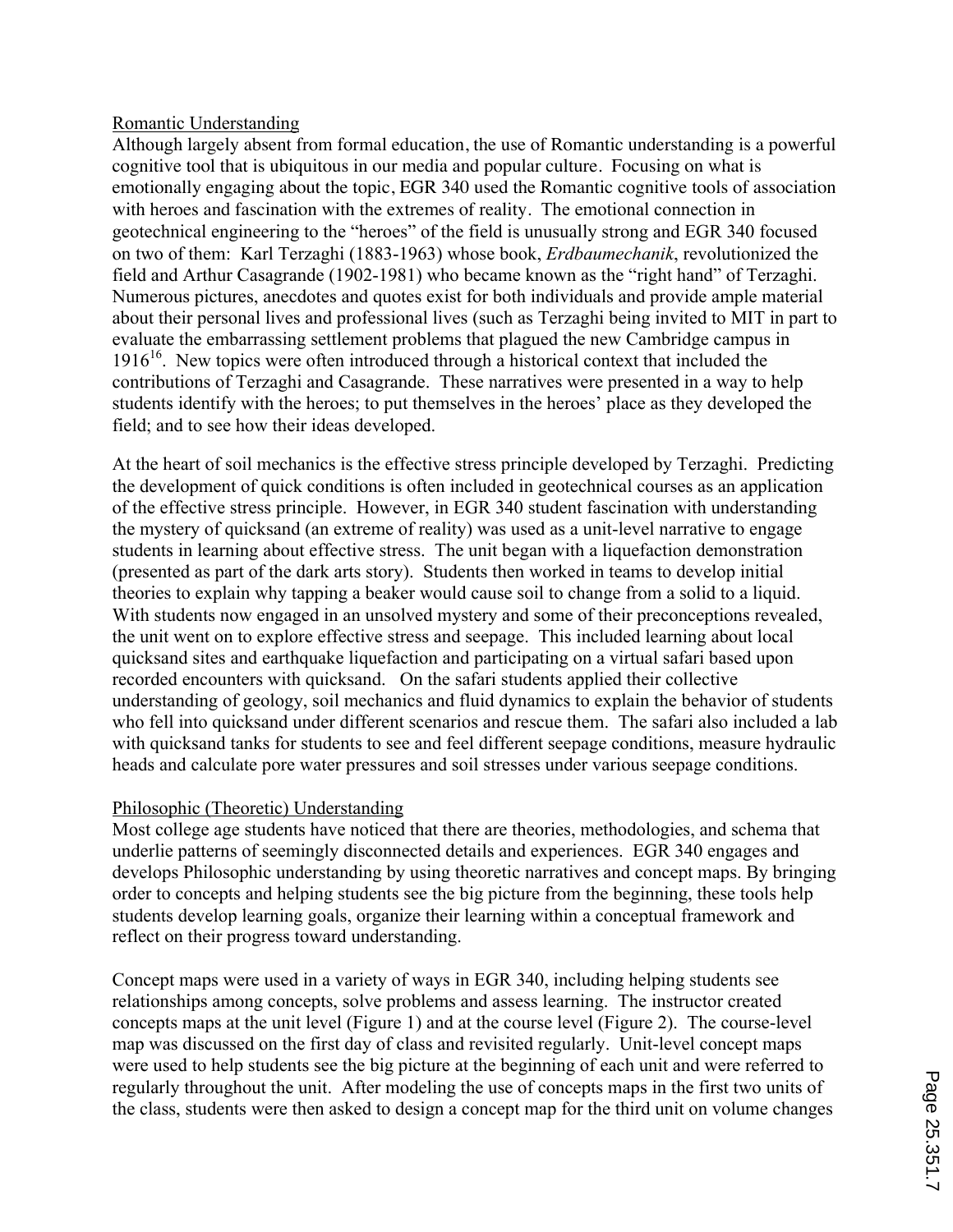Romantic Understanding

Although largely absent from formal education, the use of Romantic understanding is a powerful cognitive tool that is ubiquitous in our media and popular culture. Focusing on what is emotionally engaging about the topic, EGR 340 used the Romantic cognitive tools of association with heroes and fascination with the extremes of reality. The emotional connection in geotechnical engineering to the "heroes" of the field is unusually strong and EGR 340 focused on two of them: Karl Terzaghi (1883-1963) whose book, *Erdbaumechanik*, revolutionized the field and Arthur Casagrande (1902-1981) who became known as the "right hand" of Terzaghi. Numerous pictures, anecdotes and quotes exist for both individuals and provide ample material about their personal lives and professional lives (such as Terzaghi being invited to MIT in part to evaluate the embarrassing settlement problems that plagued the new Cambridge campus in 1916[16]. New topics were often introduced through a historical context that included the contributions of Terzaghi and Casagrande. These narratives were presented in a way to help students identify with the heroes; to put themselves in the heroes' place as they developed the field; and to see how their ideas developed.

At the heart of soil mechanics is the effective stress principle developed by Terzaghi. Predicting the development of quick conditions is often included in geotechnical courses as an application of the effective stress principle. However, in EGR 340 student fascination with understanding the mystery of quicksand (an extreme of reality) was used as a unit-level narrative to engage students in learning about effective stress. The unit began with a liquefaction demonstration (presented as part of the dark arts story). Students then worked in teams to develop initial theories to explain why tapping a beaker would cause soil to change from a solid to a liquid. With students now engaged in an unsolved mystery and some of their preconceptions revealed, the unit went on to explore effective stress and seepage. This included learning about local quicksand sites and earthquake liquefaction and participating on a virtual safari based upon recorded encounters with quicksand. On the safari students applied their collective understanding of geology, soil mechanics and fluid dynamics to explain the behavior of students who fell into quicksand under different scenarios and rescue them. The safari also included a lab with quicksand tanks for students to see and feel different seepage conditions, measure hydraulic heads and calculate pore water pressures and soil stresses under various seepage conditions.

Philosophic (Theoretic) Understanding

Most college age students have noticed that there are theories, methodologies, and schema that underlie patterns of seemingly disconnected details and experiences. EGR 340 engages and develops Philosophic understanding by using theoretic narratives and concept maps. By bringing order to concepts and helping students see the big picture from the beginning, these tools help students develop learning goals, organize their learning within a conceptual framework and reflect on their progress toward understanding.

Concept maps were used in a variety of ways in EGR 340, including helping students see relationships among concepts, solve problems and assess learning. The instructor created concepts maps at the unit level (Figure 1) and at the course level (Figure 2). The course-level map was discussed on the first day of class and revisited regularly. Unit-level concept maps were used to help students see the big picture at the beginning of each unit and were referred to regularly throughout the unit. After modeling the use of concepts maps in the first two units of the class, students were then asked to design a concept map for the third unit on volume changes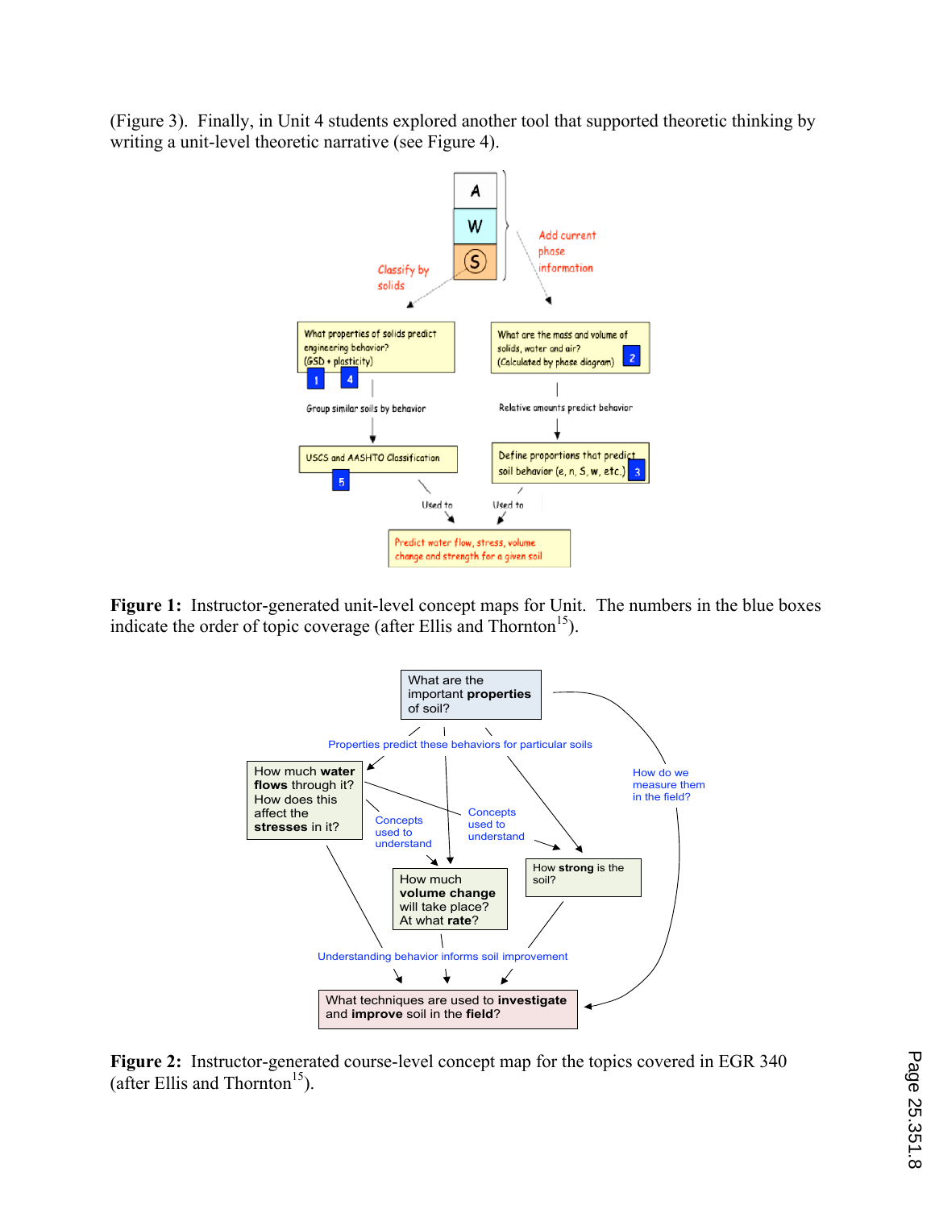(Figure 3). Finally, in Unit 4 students explored another tool that supported theoretic thinking by writing a unit-level theoretic narrative (see Figure 4).

**Figure 1:** Instructor-generated unit-level concept maps for Unit. The numbers in the blue boxes indicate the order of topic coverage (after Ellis and Thornton[15]).

**Figure 2:** Instructor-generated course-level concept map for the topics covered in EGR 340 (after Ellis and Thornton[15]).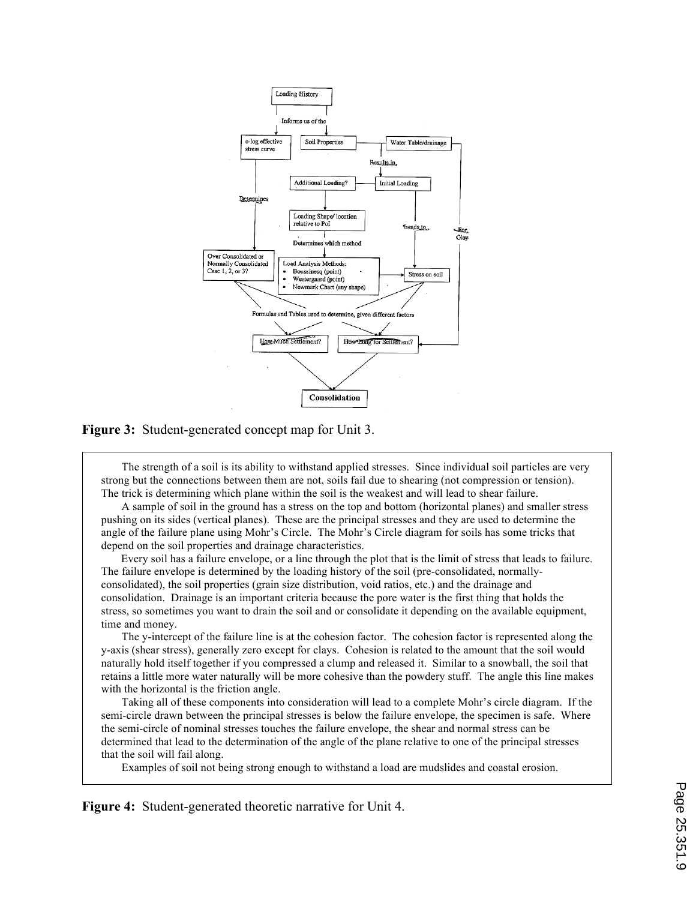Loading History

Informs us of the

e-log effective stress curve

Soil Properties

Water Table/drainage

Results in

Additional Loading?

Initial Loading

Determines

Loading Shape/ location relative to PoI

Leads to

For Clay

Determines which method

Over Consolidated or Normally Consolidated Case 1, 2, or 3?

Load Analysis Methods:

- Boussinesq (point)
- Westergaard (point)
- Newmark Chart (any shape)

Stress on soil

Formulas and Tables used to determine, given different factors

How Much Settlement?

How Long for Settlement?

Consolidation

**Figure 3:** Student-generated concept map for Unit 3.

The strength of a soil is its ability to withstand applied stresses. Since individual soil particles are very strong but the connections between them are not, soils fail due to shearing (not compression or tension). The trick is determining which plane within the soil is the weakest and will lead to shear failure.

A sample of soil in the ground has a stress on the top and bottom (horizontal planes) and smaller stress pushing on its sides (vertical planes). These are the principal stresses and they are used to determine the angle of the failure plane using Mohr's Circle. The Mohr's Circle diagram for soils has some tricks that depend on the soil properties and drainage characteristics.

Every soil has a failure envelope, or a line through the plot that is the limit of stress that leads to failure. The failure envelope is determined by the loading history of the soil (pre-consolidated, normally-consolidated), the soil properties (grain size distribution, void ratios, etc.) and the drainage and consolidation. Drainage is an important criteria because the pore water is the first thing that holds the stress, so sometimes you want to drain the soil and or consolidate it depending on the available equipment, time and money.

The y-intercept of the failure line is at the cohesion factor. The cohesion factor is represented along the y-axis (shear stress), generally zero except for clays. Cohesion is related to the amount that the soil would naturally hold itself together if you compressed a clump and released it. Similar to a snowball, the soil that retains a little more water naturally will be more cohesive than the powdery stuff. The angle this line makes with the horizontal is the friction angle.

Taking all of these components into consideration will lead to a complete Mohr's circle diagram. If the semi-circle drawn between the principal stresses is below the failure envelope, the specimen is safe. Where the semi-circle of nominal stresses touches the failure envelope, the shear and normal stress can be determined that lead to the determination of the angle of the plane relative to one of the principal stresses that the soil will fail along.

Examples of soil not being strong enough to withstand a load are mudslides and coastal erosion.

**Figure 4:** Student-generated theoretic narrative for Unit 4.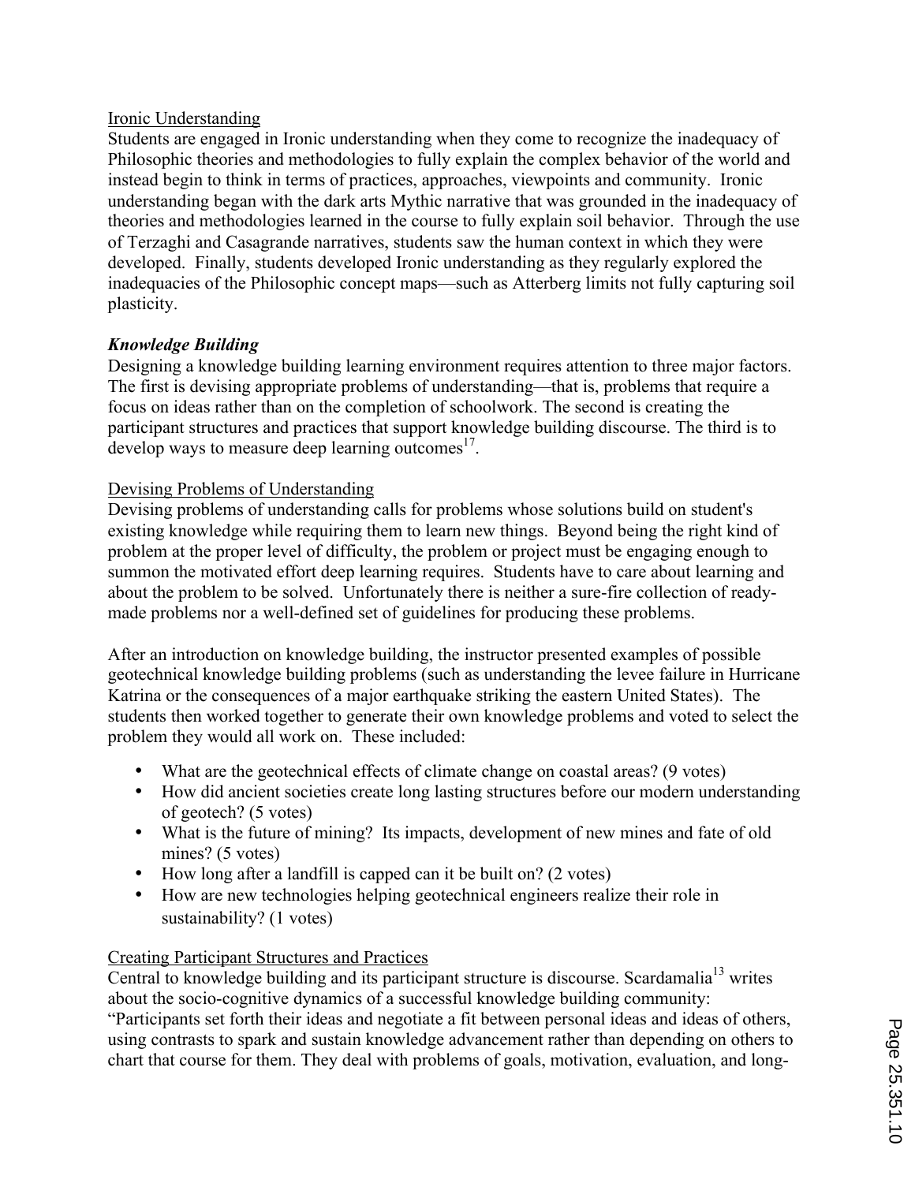Ironic Understanding

Students are engaged in Ironic understanding when they come to recognize the inadequacy of Philosophic theories and methodologies to fully explain the complex behavior of the world and instead begin to think in terms of practices, approaches, viewpoints and community. Ironic understanding began with the dark arts Mythic narrative that was grounded in the inadequacy of theories and methodologies learned in the course to fully explain soil behavior. Through the use of Terzaghi and Casagrande narratives, students saw the human context in which they were developed. Finally, students developed Ironic understanding as they regularly explored the inadequacies of the Philosophic concept maps—such as Atterberg limits not fully capturing soil plasticity.

### *Knowledge Building*

Designing a knowledge building learning environment requires attention to three major factors. The first is devising appropriate problems of understanding—that is, problems that require a focus on ideas rather than on the completion of schoolwork. The second is creating the participant structures and practices that support knowledge building discourse. The third is to develop ways to measure deep learning outcomes[17].

Devising Problems of Understanding

Devising problems of understanding calls for problems whose solutions build on student's existing knowledge while requiring them to learn new things. Beyond being the right kind of problem at the proper level of difficulty, the problem or project must be engaging enough to summon the motivated effort deep learning requires. Students have to care about learning and about the problem to be solved. Unfortunately there is neither a sure-fire collection of ready-made problems nor a well-defined set of guidelines for producing these problems.

After an introduction on knowledge building, the instructor presented examples of possible geotechnical knowledge building problems (such as understanding the levee failure in Hurricane Katrina or the consequences of a major earthquake striking the eastern United States). The students then worked together to generate their own knowledge problems and voted to select the problem they would all work on. These included:

- What are the geotechnical effects of climate change on coastal areas? (9 votes)
- How did ancient societies create long lasting structures before our modern understanding of geotech? (5 votes)
- What is the future of mining? Its impacts, development of new mines and fate of old mines? (5 votes)
- How long after a landfill is capped can it be built on? (2 votes)
- How are new technologies helping geotechnical engineers realize their role in sustainability? (1 votes)

Creating Participant Structures and Practices

Central to knowledge building and its participant structure is discourse. Scardamalia[13] writes about the socio-cognitive dynamics of a successful knowledge building community: "Participants set forth their ideas and negotiate a fit between personal ideas and ideas of others, using contrasts to spark and sustain knowledge advancement rather than depending on others to chart that course for them. They deal with problems of goals, motivation, evaluation, and long-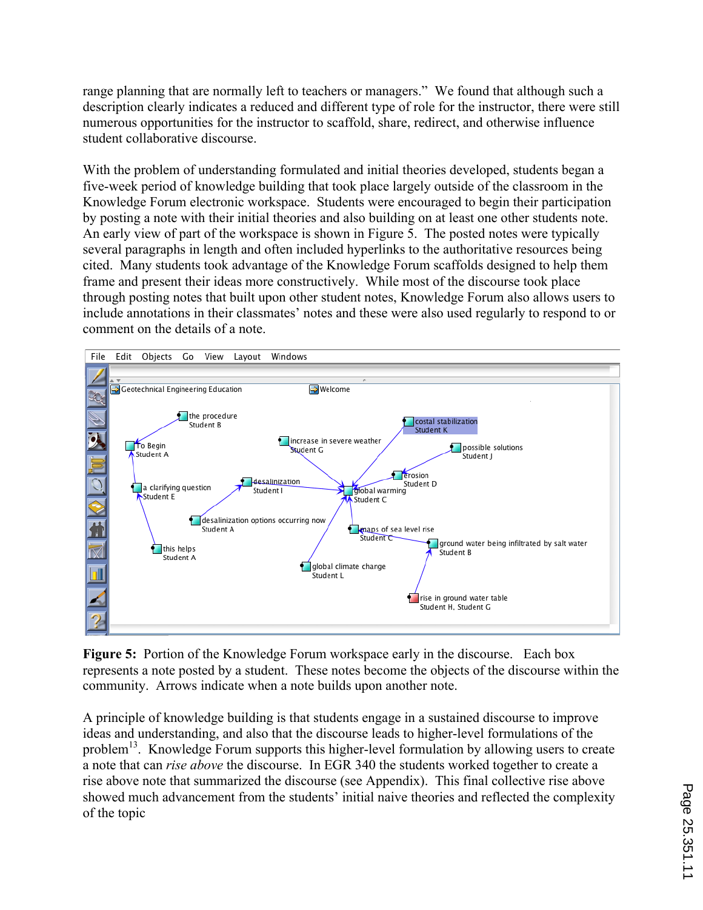range planning that are normally left to teachers or managers." We found that although such a description clearly indicates a reduced and different type of role for the instructor, there were still numerous opportunities for the instructor to scaffold, share, redirect, and otherwise influence student collaborative discourse.

With the problem of understanding formulated and initial theories developed, students began a five-week period of knowledge building that took place largely outside of the classroom in the Knowledge Forum electronic workspace. Students were encouraged to begin their participation by posting a note with their initial theories and also building on at least one other students note. An early view of part of the workspace is shown in Figure 5. The posted notes were typically several paragraphs in length and often included hyperlinks to the authoritative resources being cited. Many students took advantage of the Knowledge Forum scaffolds designed to help them frame and present their ideas more constructively. While most of the discourse took place through posting notes that built upon other student notes, Knowledge Forum also allows users to include annotations in their classmates' notes and these were also used regularly to respond to or comment on the details of a note.

**Figure 5:** Portion of the Knowledge Forum workspace early in the discourse. Each box represents a note posted by a student. These notes become the objects of the discourse within the community. Arrows indicate when a note builds upon another note.

A principle of knowledge building is that students engage in a sustained discourse to improve ideas and understanding, and also that the discourse leads to higher-level formulations of the problem[13]. Knowledge Forum supports this higher-level formulation by allowing users to create a note that can *rise above* the discourse. In EGR 340 the students worked together to create a rise above note that summarized the discourse (see Appendix). This final collective rise above showed much advancement from the students' initial naive theories and reflected the complexity of the topic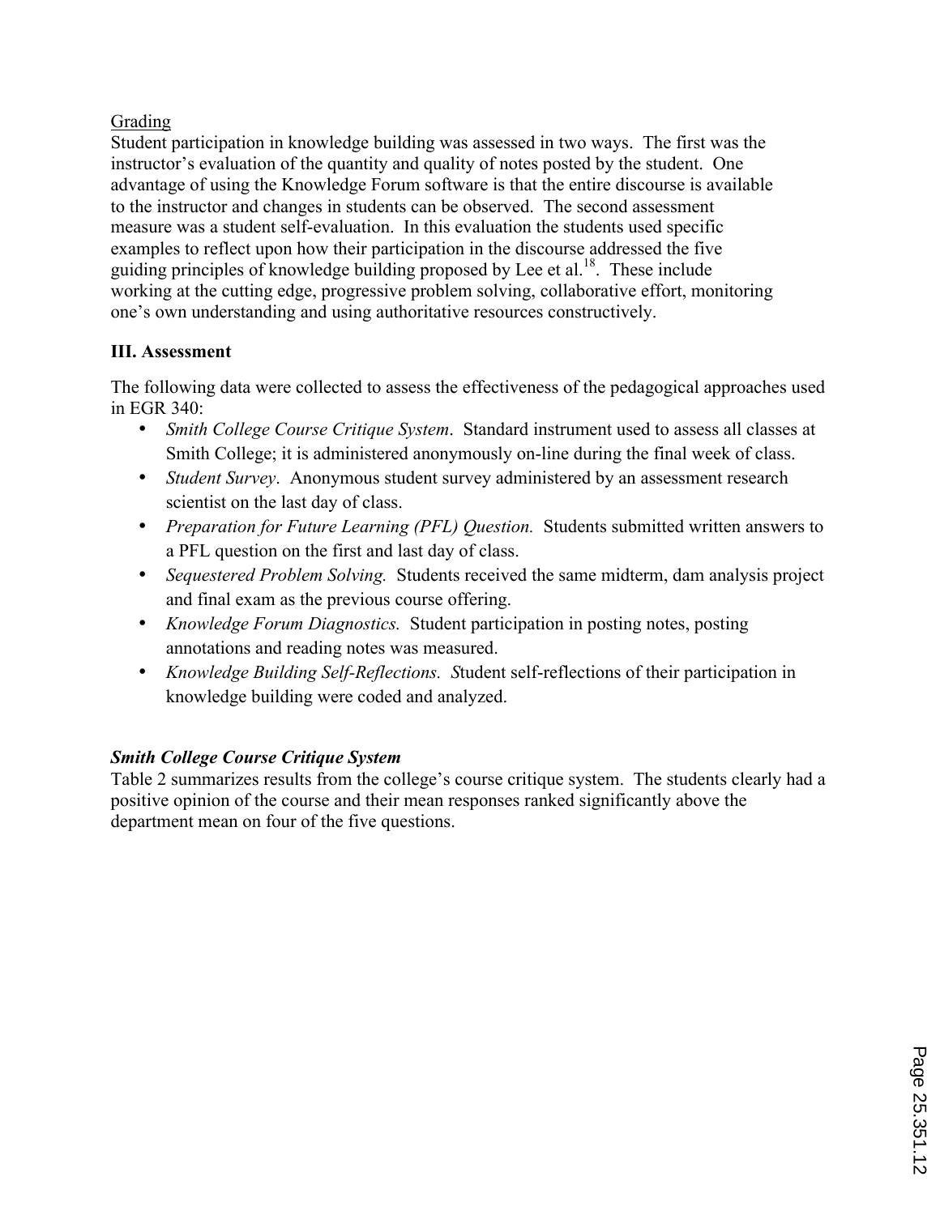Grading

Student participation in knowledge building was assessed in two ways. The first was the instructor's evaluation of the quantity and quality of notes posted by the student. One advantage of using the Knowledge Forum software is that the entire discourse is available to the instructor and changes in students can be observed. The second assessment measure was a student self-evaluation. In this evaluation the students used specific examples to reflect upon how their participation in the discourse addressed the five guiding principles of knowledge building proposed by Lee et al.[18]. These include working at the cutting edge, progressive problem solving, collaborative effort, monitoring one's own understanding and using authoritative resources constructively.

## III. Assessment

The following data were collected to assess the effectiveness of the pedagogical approaches used in EGR 340:

- *Smith College Course Critique System*. Standard instrument used to assess all classes at Smith College; it is administered anonymously on-line during the final week of class.
- *Student Survey*. Anonymous student survey administered by an assessment research scientist on the last day of class.
- *Preparation for Future Learning (PFL) Question.* Students submitted written answers to a PFL question on the first and last day of class.
- *Sequestered Problem Solving.* Students received the same midterm, dam analysis project and final exam as the previous course offering.
- *Knowledge Forum Diagnostics.* Student participation in posting notes, posting annotations and reading notes was measured.
- *Knowledge Building Self-Reflections. S*tudent self-reflections of their participation in knowledge building were coded and analyzed.

### *Smith College Course Critique System*

Table 2 summarizes results from the college's course critique system. The students clearly had a positive opinion of the course and their mean responses ranked significantly above the department mean on four of the five questions.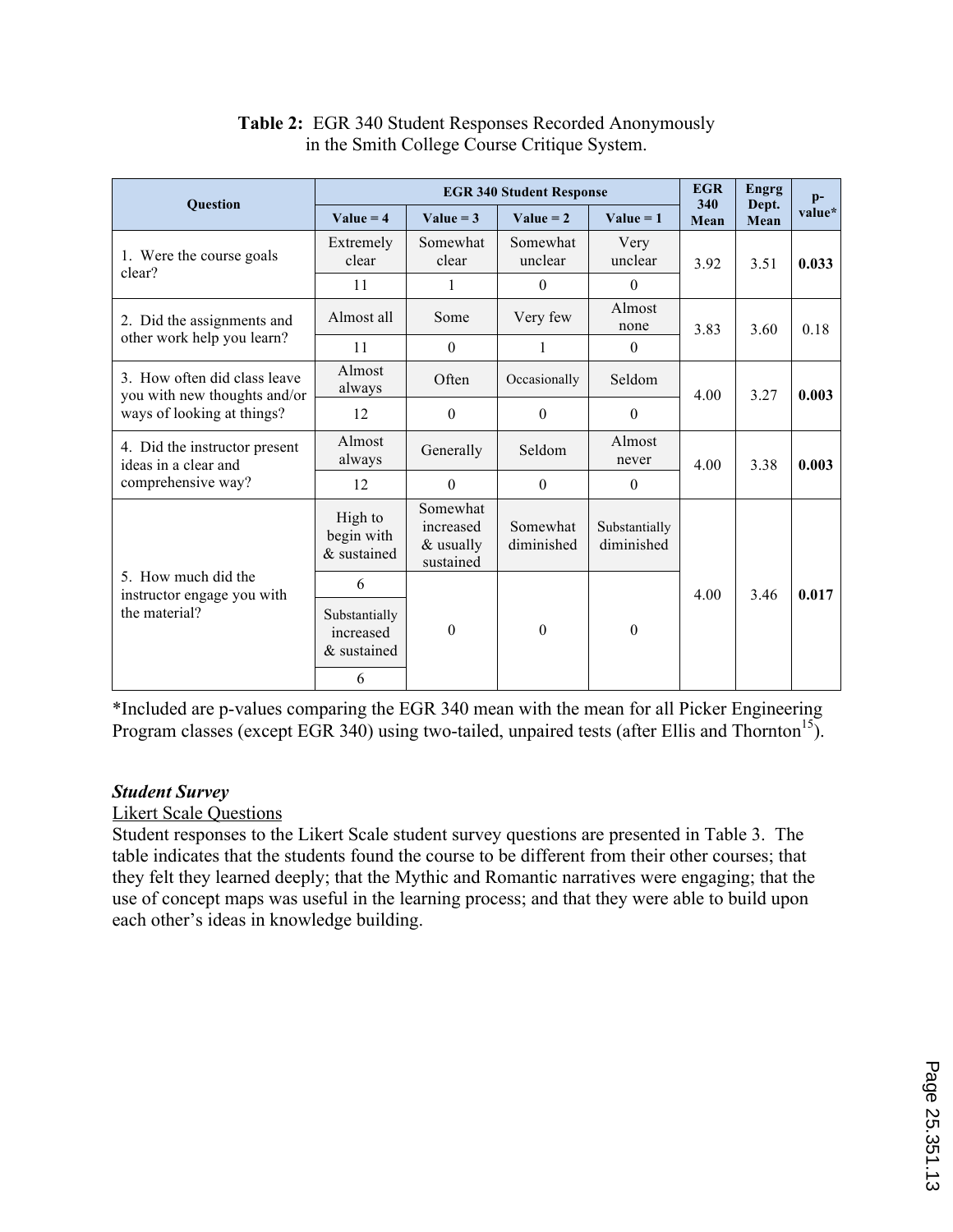**Table 2:** EGR 340 Student Responses Recorded Anonymously in the Smith College Course Critique System.

| Question | EGR 340 Student Response | | | | EGR 340 Mean | Engrg Dept. Mean | p-value* |
|---|---|---|---|---|---|---|---|
| | Value = 4 | Value = 3 | Value = 2 | Value = 1 | | | |
| 1. Were the course goals clear? | Extremely clear | Somewhat clear | Somewhat unclear | Very unclear | 3.92 | 3.51 | **0.033** |
| | 11 | 1 | 0 | 0 | | | |
| 2. Did the assignments and other work help you learn? | Almost all | Some | Very few | Almost none | 3.83 | 3.60 | 0.18 |
| | 11 | 0 | 1 | 0 | | | |
| 3. How often did class leave you with new thoughts and/or ways of looking at things? | Almost always | Often | Occasionally | Seldom | 4.00 | 3.27 | **0.003** |
| | 12 | 0 | 0 | 0 | | | |
| 4. Did the instructor present ideas in a clear and comprehensive way? | Almost always | Generally | Seldom | Almost never | 4.00 | 3.38 | **0.003** |
| | 12 | 0 | 0 | 0 | | | |
| 5. How much did the instructor engage you with the material? | High to begin with & sustained | Somewhat increased & usually sustained | Somewhat diminished | Substantially diminished | 4.00 | 3.46 | **0.017** |
| | 6 | 0 | 0 | 0 | | | |
| | Substantially increased & sustained | | | | | | |
| | 6 | | | | | | |

*Included are p-values comparing the EGR 340 mean with the mean for all Picker Engineering Program classes (except EGR 340) using two-tailed, unpaired tests (after Ellis and Thornton[15]).

### *Student Survey*

Likert Scale Questions

Student responses to the Likert Scale student survey questions are presented in Table 3. The table indicates that the students found the course to be different from their other courses; that they felt they learned deeply; that the Mythic and Romantic narratives were engaging; that the use of concept maps was useful in the learning process; and that they were able to build upon each other's ideas in knowledge building.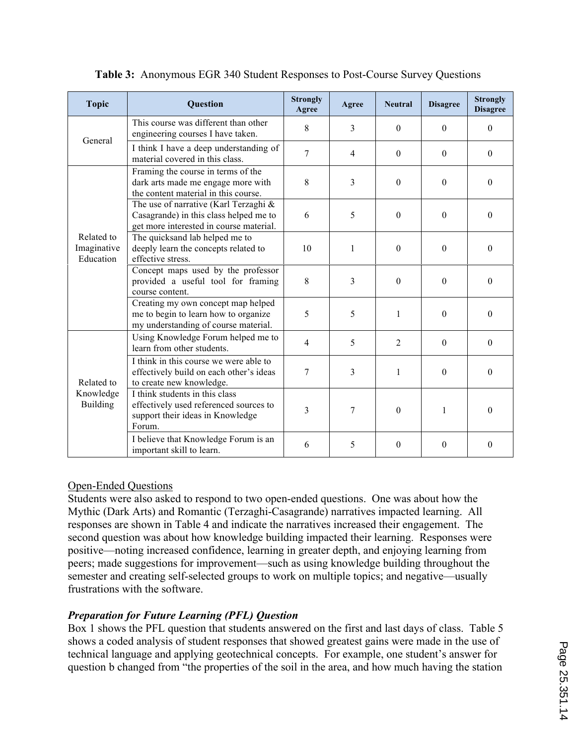**Table 3:** Anonymous EGR 340 Student Responses to Post-Course Survey Questions

| Topic | Question | Strongly Agree | Agree | Neutral | Disagree | Strongly Disagree |
|---|---|---|---|---|---|---|
| General | This course was different than other engineering courses I have taken. | 8 | 3 | 0 | 0 | 0 |
| | I think I have a deep understanding of material covered in this class. | 7 | 4 | 0 | 0 | 0 |
| Related to Imaginative Education | Framing the course in terms of the dark arts made me engage more with the content material in this course. | 8 | 3 | 0 | 0 | 0 |
| | The use of narrative (Karl Terzaghi & Casagrande) in this class helped me to get more interested in course material. | 6 | 5 | 0 | 0 | 0 |
| | The quicksand lab helped me to deeply learn the concepts related to effective stress. | 10 | 1 | 0 | 0 | 0 |
| | Concept maps used by the professor provided a useful tool for framing course content. | 8 | 3 | 0 | 0 | 0 |
| | Creating my own concept map helped me to begin to learn how to organize my understanding of course material. | 5 | 5 | 1 | 0 | 0 |
| Related to Knowledge Building | Using Knowledge Forum helped me to learn from other students. | 4 | 5 | 2 | 0 | 0 |
| | I think in this course we were able to effectively build on each other's ideas to create new knowledge. | 7 | 3 | 1 | 0 | 0 |
| | I think students in this class effectively used referenced sources to support their ideas in Knowledge Forum. | 3 | 7 | 0 | 1 | 0 |
| | I believe that Knowledge Forum is an important skill to learn. | 6 | 5 | 0 | 0 | 0 |

Open-Ended Questions

Students were also asked to respond to two open-ended questions. One was about how the Mythic (Dark Arts) and Romantic (Terzaghi-Casagrande) narratives impacted learning. All responses are shown in Table 4 and indicate the narratives increased their engagement. The second question was about how knowledge building impacted their learning. Responses were positive—noting increased confidence, learning in greater depth, and enjoying learning from peers; made suggestions for improvement—such as using knowledge building throughout the semester and creating self-selected groups to work on multiple topics; and negative—usually frustrations with the software.

### *Preparation for Future Learning (PFL) Question*

Box 1 shows the PFL question that students answered on the first and last days of class. Table 5 shows a coded analysis of student responses that showed greatest gains were made in the use of technical language and applying geotechnical concepts. For example, one student's answer for question b changed from "the properties of the soil in the area, and how much having the station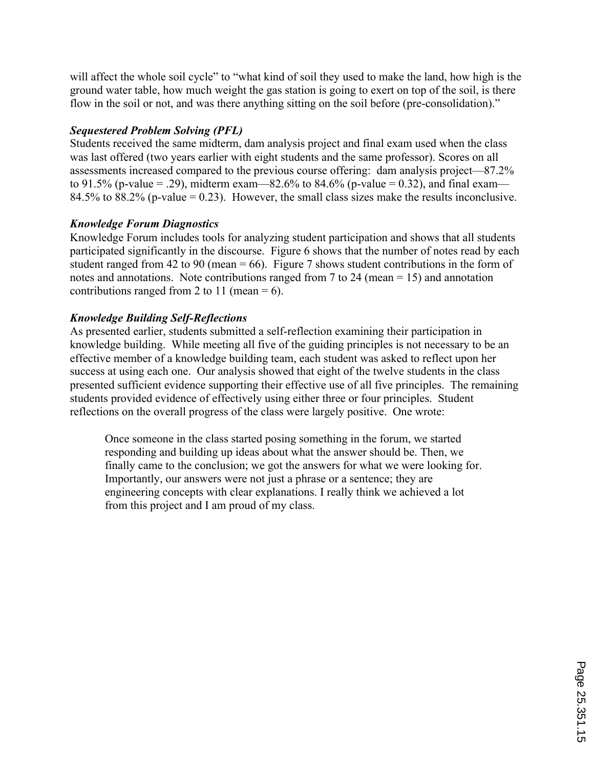will affect the whole soil cycle" to "what kind of soil they used to make the land, how high is the ground water table, how much weight the gas station is going to exert on top of the soil, is there flow in the soil or not, and was there anything sitting on the soil before (pre-consolidation)."

### *Sequestered Problem Solving (PFL)*

Students received the same midterm, dam analysis project and final exam used when the class was last offered (two years earlier with eight students and the same professor). Scores on all assessments increased compared to the previous course offering: dam analysis project—87.2% to 91.5% (p-value = .29), midterm exam—82.6% to 84.6% (p-value = 0.32), and final exam—84.5% to 88.2% (p-value = 0.23). However, the small class sizes make the results inconclusive.

### *Knowledge Forum Diagnostics*

Knowledge Forum includes tools for analyzing student participation and shows that all students participated significantly in the discourse. Figure 6 shows that the number of notes read by each student ranged from 42 to 90 (mean = 66). Figure 7 shows student contributions in the form of notes and annotations. Note contributions ranged from 7 to 24 (mean = 15) and annotation contributions ranged from 2 to 11 (mean = 6).

### *Knowledge Building Self-Reflections*

As presented earlier, students submitted a self-reflection examining their participation in knowledge building. While meeting all five of the guiding principles is not necessary to be an effective member of a knowledge building team, each student was asked to reflect upon her success at using each one. Our analysis showed that eight of the twelve students in the class presented sufficient evidence supporting their effective use of all five principles. The remaining students provided evidence of effectively using either three or four principles. Student reflections on the overall progress of the class were largely positive. One wrote:

> Once someone in the class started posing something in the forum, we started responding and building up ideas about what the answer should be. Then, we finally came to the conclusion; we got the answers for what we were looking for. Importantly, our answers were not just a phrase or a sentence; they are engineering concepts with clear explanations. I really think we achieved a lot from this project and I am proud of my class.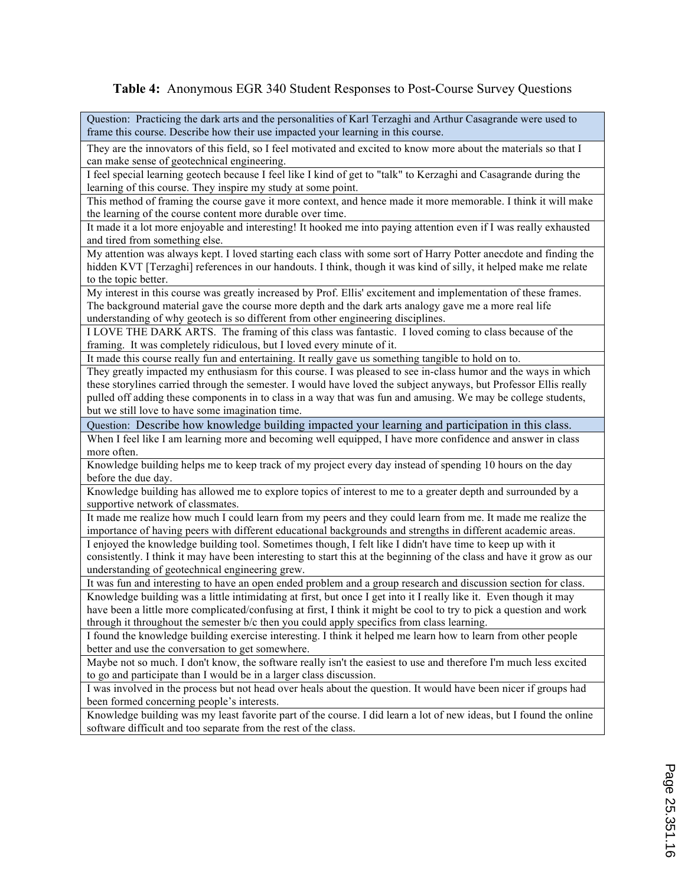**Table 4:** Anonymous EGR 340 Student Responses to Post-Course Survey Questions

| Question: Practicing the dark arts and the personalities of Karl Terzaghi and Arthur Casagrande were used to frame this course. Describe how their use impacted your learning in this course. |
|---|
| They are the innovators of this field, so I feel motivated and excited to know more about the materials so that I can make sense of geotechnical engineering. |
| I feel special learning geotech because I feel like I kind of get to "talk" to Kerzaghi and Casagrande during the learning of this course. They inspire my study at some point. |
| This method of framing the course gave it more context, and hence made it more memorable. I think it will make the learning of the course content more durable over time. |
| It made it a lot more enjoyable and interesting! It hooked me into paying attention even if I was really exhausted and tired from something else. |
| My attention was always kept. I loved starting each class with some sort of Harry Potter anecdote and finding the hidden KVT [Terzaghi] references in our handouts. I think, though it was kind of silly, it helped make me relate to the topic better. |
| My interest in this course was greatly increased by Prof. Ellis' excitement and implementation of these frames. The background material gave the course more depth and the dark arts analogy gave me a more real life understanding of why geotech is so different from other engineering disciplines. |
| I LOVE THE DARK ARTS. The framing of this class was fantastic. I loved coming to class because of the framing. It was completely ridiculous, but I loved every minute of it. |
| It made this course really fun and entertaining. It really gave us something tangible to hold on to. |
| They greatly impacted my enthusiasm for this course. I was pleased to see in-class humor and the ways in which these storylines carried through the semester. I would have loved the subject anyways, but Professor Ellis really pulled off adding these components in to class in a way that was fun and amusing. We may be college students, but we still love to have some imagination time. |
| Question: Describe how knowledge building impacted your learning and participation in this class. |
| When I feel like I am learning more and becoming well equipped, I have more confidence and answer in class more often. |
| Knowledge building helps me to keep track of my project every day instead of spending 10 hours on the day before the due day. |
| Knowledge building has allowed me to explore topics of interest to me to a greater depth and surrounded by a supportive network of classmates. |
| It made me realize how much I could learn from my peers and they could learn from me. It made me realize the importance of having peers with different educational backgrounds and strengths in different academic areas. |
| I enjoyed the knowledge building tool. Sometimes though, I felt like I didn't have time to keep up with it consistently. I think it may have been interesting to start this at the beginning of the class and have it grow as our understanding of geotechnical engineering grew. |
| It was fun and interesting to have an open ended problem and a group research and discussion section for class. |
| Knowledge building was a little intimidating at first, but once I get into it I really like it. Even though it may have been a little more complicated/confusing at first, I think it might be cool to try to pick a question and work through it throughout the semester b/c then you could apply specifics from class learning. |
| I found the knowledge building exercise interesting. I think it helped me learn how to learn from other people better and use the conversation to get somewhere. |
| Maybe not so much. I don't know, the software really isn't the easiest to use and therefore I'm much less excited to go and participate than I would be in a larger class discussion. |
| I was involved in the process but not head over heals about the question. It would have been nicer if groups had been formed concerning people's interests. |
| Knowledge building was my least favorite part of the course. I did learn a lot of new ideas, but I found the online software difficult and too separate from the rest of the class. |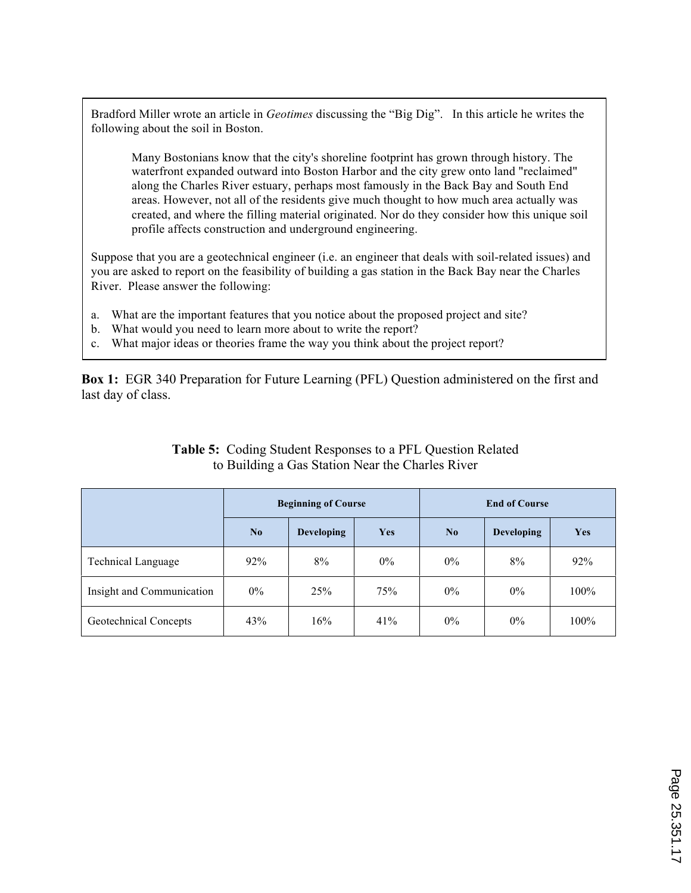Bradford Miller wrote an article in *Geotimes* discussing the "Big Dig". In this article he writes the following about the soil in Boston.

> Many Bostonians know that the city's shoreline footprint has grown through history. The waterfront expanded outward into Boston Harbor and the city grew onto land "reclaimed" along the Charles River estuary, perhaps most famously in the Back Bay and South End areas. However, not all of the residents give much thought to how much area actually was created, and where the filling material originated. Nor do they consider how this unique soil profile affects construction and underground engineering.

Suppose that you are a geotechnical engineer (i.e. an engineer that deals with soil-related issues) and you are asked to report on the feasibility of building a gas station in the Back Bay near the Charles River. Please answer the following:

a. What are the important features that you notice about the proposed project and site?
b. What would you need to learn more about to write the report?
c. What major ideas or theories frame the way you think about the project report?

**Box 1:** EGR 340 Preparation for Future Learning (PFL) Question administered on the first and last day of class.

**Table 5:** Coding Student Responses to a PFL Question Related to Building a Gas Station Near the Charles River

| | Beginning of Course | | | End of Course | | |
|---|---|---|---|---|---|---|
| | **No** | **Developing** | **Yes** | **No** | **Developing** | **Yes** |
| Technical Language | 92% | 8% | 0% | 0% | 8% | 92% |
| Insight and Communication | 0% | 25% | 75% | 0% | 0% | 100% |
| Geotechnical Concepts | 43% | 16% | 41% | 0% | 0% | 100% |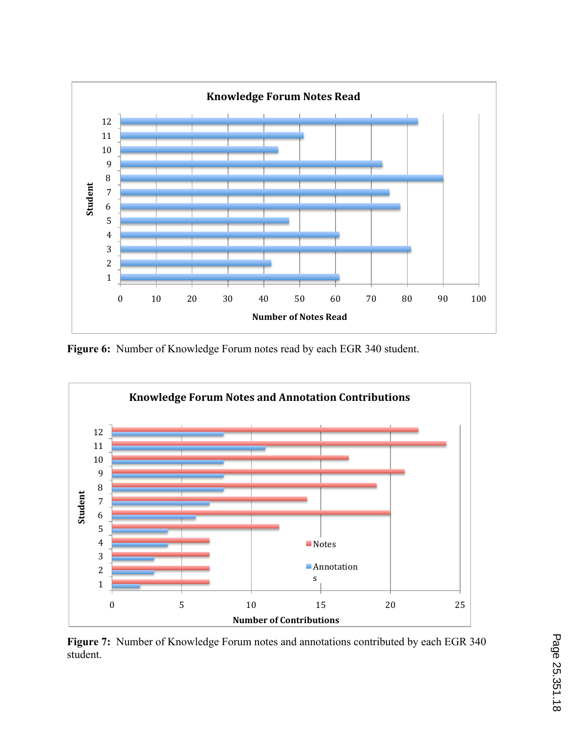Figure 6: Number of Knowledge Forum notes read by each EGR 340 student.

Figure 7: Number of Knowledge Forum notes and annotations contributed by each EGR 340 student.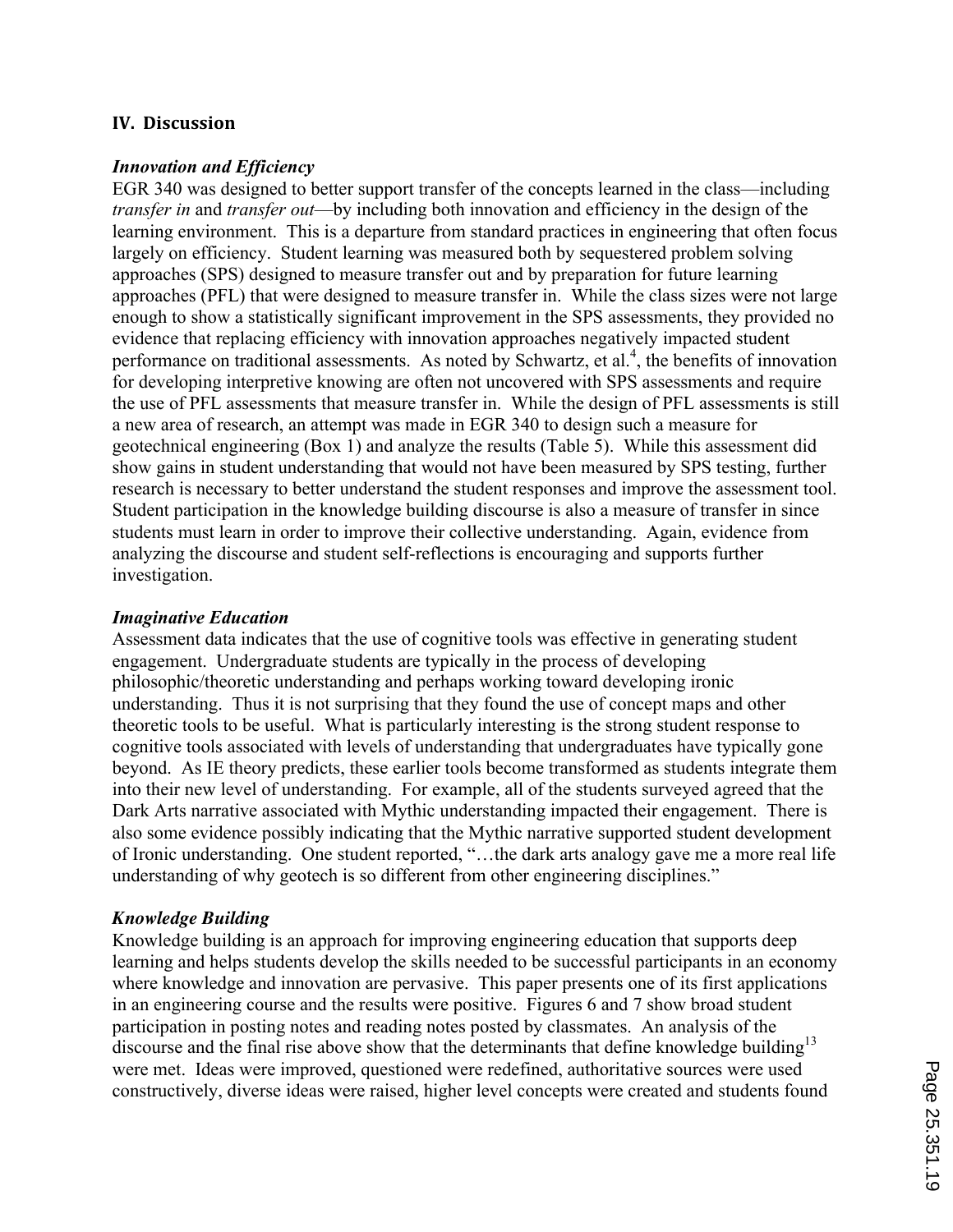## IV. Discussion

***Innovation and Efficiency***

EGR 340 was designed to better support transfer of the concepts learned in the class—including *transfer in* and *transfer out*—by including both innovation and efficiency in the design of the learning environment. This is a departure from standard practices in engineering that often focus largely on efficiency. Student learning was measured both by sequestered problem solving approaches (SPS) designed to measure transfer out and by preparation for future learning approaches (PFL) that were designed to measure transfer in. While the class sizes were not large enough to show a statistically significant improvement in the SPS assessments, they provided no evidence that replacing efficiency with innovation approaches negatively impacted student performance on traditional assessments. As noted by Schwartz, et al.[4], the benefits of innovation for developing interpretive knowing are often not uncovered with SPS assessments and require the use of PFL assessments that measure transfer in. While the design of PFL assessments is still a new area of research, an attempt was made in EGR 340 to design such a measure for geotechnical engineering (Box 1) and analyze the results (Table 5). While this assessment did show gains in student understanding that would not have been measured by SPS testing, further research is necessary to better understand the student responses and improve the assessment tool. Student participation in the knowledge building discourse is also a measure of transfer in since students must learn in order to improve their collective understanding. Again, evidence from analyzing the discourse and student self-reflections is encouraging and supports further investigation.

***Imaginative Education***

Assessment data indicates that the use of cognitive tools was effective in generating student engagement. Undergraduate students are typically in the process of developing philosophic/theoretic understanding and perhaps working toward developing ironic understanding. Thus it is not surprising that they found the use of concept maps and other theoretic tools to be useful. What is particularly interesting is the strong student response to cognitive tools associated with levels of understanding that undergraduates have typically gone beyond. As IE theory predicts, these earlier tools become transformed as students integrate them into their new level of understanding. For example, all of the students surveyed agreed that the Dark Arts narrative associated with Mythic understanding impacted their engagement. There is also some evidence possibly indicating that the Mythic narrative supported student development of Ironic understanding. One student reported, "…the dark arts analogy gave me a more real life understanding of why geotech is so different from other engineering disciplines."

***Knowledge Building***

Knowledge building is an approach for improving engineering education that supports deep learning and helps students develop the skills needed to be successful participants in an economy where knowledge and innovation are pervasive. This paper presents one of its first applications in an engineering course and the results were positive. Figures 6 and 7 show broad student participation in posting notes and reading notes posted by classmates. An analysis of the discourse and the final rise above show that the determinants that define knowledge building[13] were met. Ideas were improved, questioned were redefined, authoritative sources were used constructively, diverse ideas were raised, higher level concepts were created and students found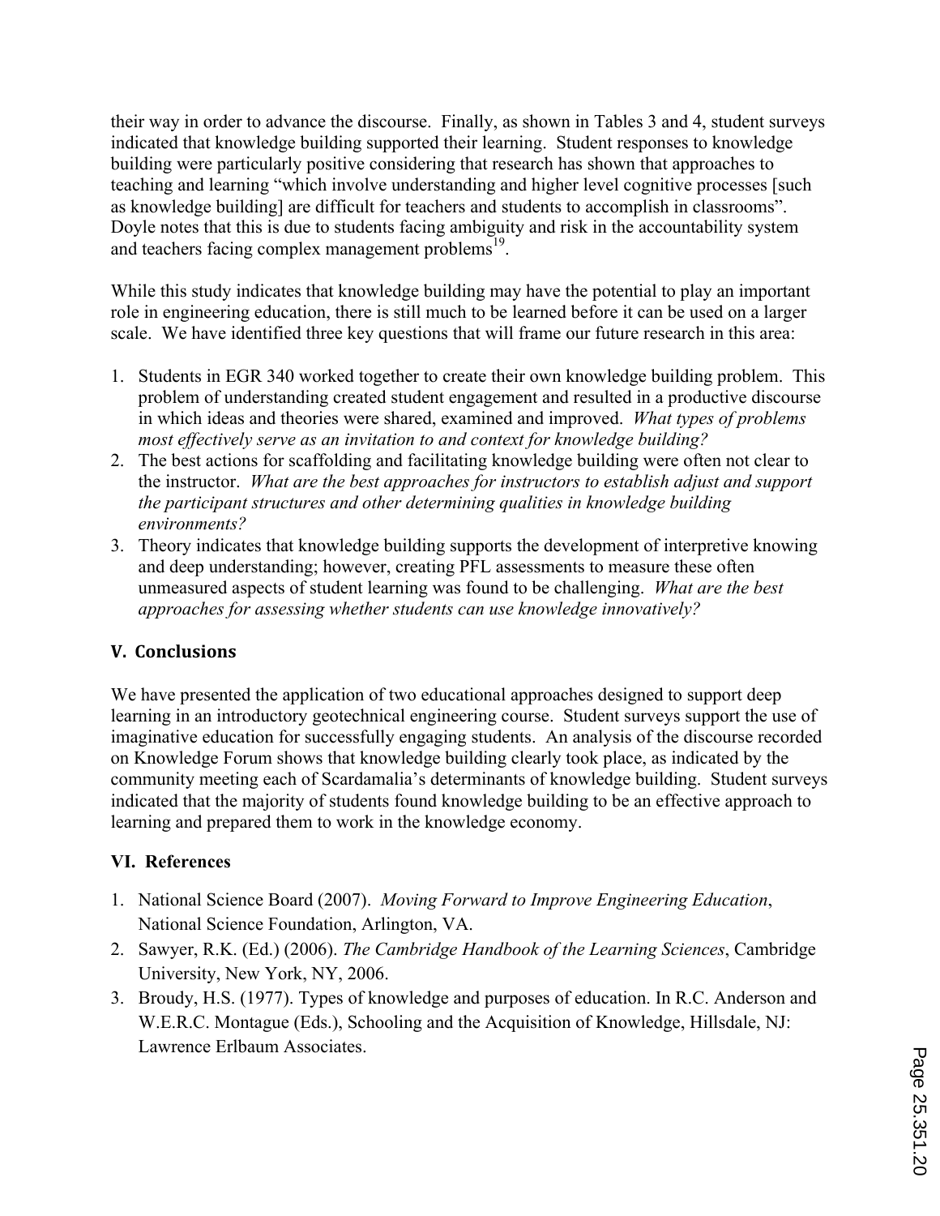their way in order to advance the discourse. Finally, as shown in Tables 3 and 4, student surveys indicated that knowledge building supported their learning. Student responses to knowledge building were particularly positive considering that research has shown that approaches to teaching and learning "which involve understanding and higher level cognitive processes [such as knowledge building] are difficult for teachers and students to accomplish in classrooms". Doyle notes that this is due to students facing ambiguity and risk in the accountability system and teachers facing complex management problems[19].

While this study indicates that knowledge building may have the potential to play an important role in engineering education, there is still much to be learned before it can be used on a larger scale. We have identified three key questions that will frame our future research in this area:

1. Students in EGR 340 worked together to create their own knowledge building problem. This problem of understanding created student engagement and resulted in a productive discourse in which ideas and theories were shared, examined and improved. *What types of problems most effectively serve as an invitation to and context for knowledge building?*
2. The best actions for scaffolding and facilitating knowledge building were often not clear to the instructor. *What are the best approaches for instructors to establish adjust and support the participant structures and other determining qualities in knowledge building environments?*
3. Theory indicates that knowledge building supports the development of interpretive knowing and deep understanding; however, creating PFL assessments to measure these often unmeasured aspects of student learning was found to be challenging. *What are the best approaches for assessing whether students can use knowledge innovatively?*

## V. Conclusions

We have presented the application of two educational approaches designed to support deep learning in an introductory geotechnical engineering course. Student surveys support the use of imaginative education for successfully engaging students. An analysis of the discourse recorded on Knowledge Forum shows that knowledge building clearly took place, as indicated by the community meeting each of Scardamalia's determinants of knowledge building. Student surveys indicated that the majority of students found knowledge building to be an effective approach to learning and prepared them to work in the knowledge economy.

## VI. References

1. National Science Board (2007). *Moving Forward to Improve Engineering Education*, National Science Foundation, Arlington, VA.
2. Sawyer, R.K. (Ed.) (2006). *The Cambridge Handbook of the Learning Sciences*, Cambridge University, New York, NY, 2006.
3. Broudy, H.S. (1977). Types of knowledge and purposes of education. In R.C. Anderson and W.E.R.C. Montague (Eds.), Schooling and the Acquisition of Knowledge, Hillsdale, NJ: Lawrence Erlbaum Associates.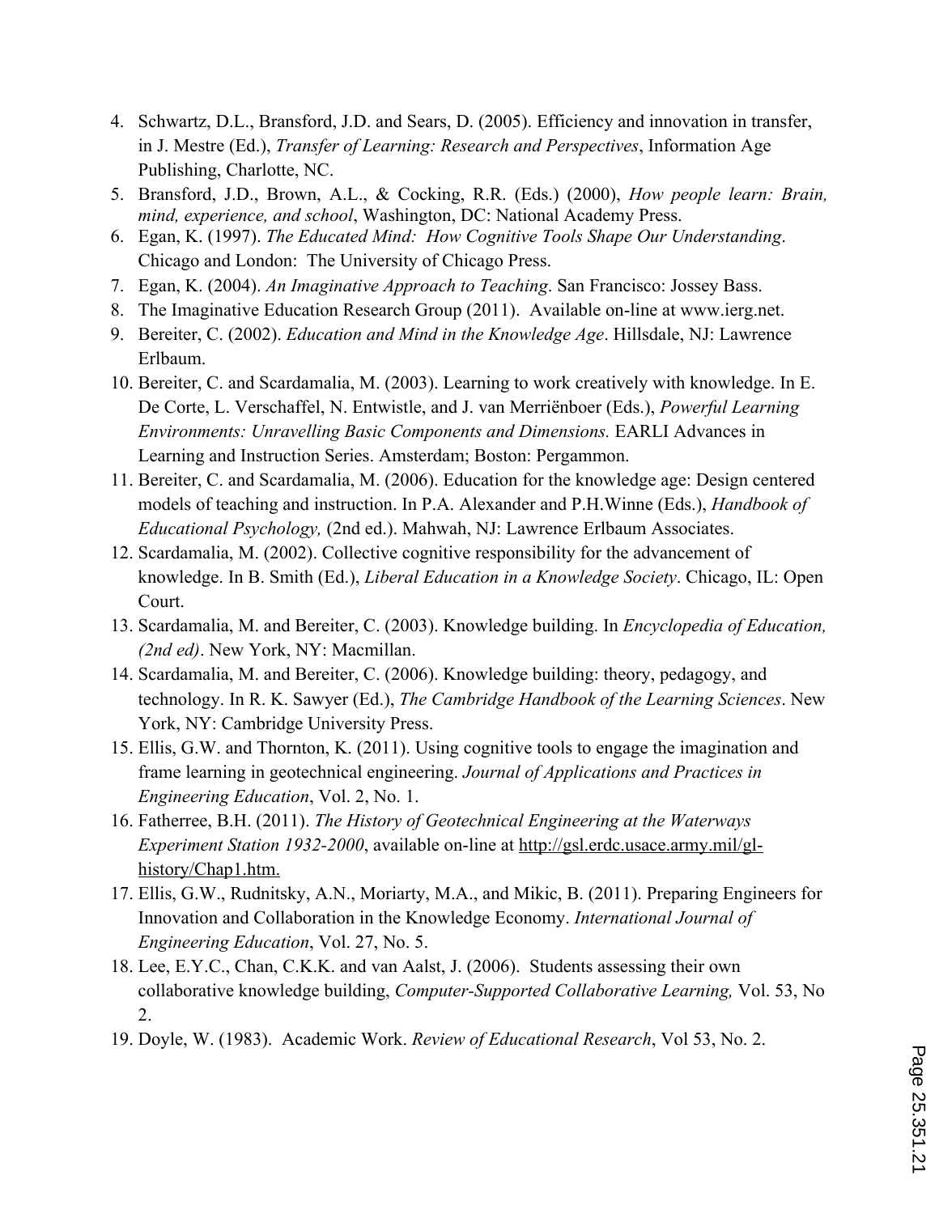4. Schwartz, D.L., Bransford, J.D. and Sears, D. (2005). Efficiency and innovation in transfer, in J. Mestre (Ed.), *Transfer of Learning: Research and Perspectives*, Information Age Publishing, Charlotte, NC.
5. Bransford, J.D., Brown, A.L., & Cocking, R.R. (Eds.) (2000), *How people learn: Brain, mind, experience, and school*, Washington, DC: National Academy Press.
6. Egan, K. (1997). *The Educated Mind: How Cognitive Tools Shape Our Understanding*. Chicago and London: The University of Chicago Press.
7. Egan, K. (2004). *An Imaginative Approach to Teaching*. San Francisco: Jossey Bass.
8. The Imaginative Education Research Group (2011). Available on-line at www.ierg.net.
9. Bereiter, C. (2002). *Education and Mind in the Knowledge Age*. Hillsdale, NJ: Lawrence Erlbaum.
10. Bereiter, C. and Scardamalia, M. (2003). Learning to work creatively with knowledge. In E. De Corte, L. Verschaffel, N. Entwistle, and J. van Merriënboer (Eds.), *Powerful Learning Environments: Unravelling Basic Components and Dimensions.* EARLI Advances in Learning and Instruction Series. Amsterdam; Boston: Pergammon.
11. Bereiter, C. and Scardamalia, M. (2006). Education for the knowledge age: Design centered models of teaching and instruction. In P.A. Alexander and P.H.Winne (Eds.), *Handbook of Educational Psychology,* (2nd ed.). Mahwah, NJ: Lawrence Erlbaum Associates.
12. Scardamalia, M. (2002). Collective cognitive responsibility for the advancement of knowledge. In B. Smith (Ed.), *Liberal Education in a Knowledge Society*. Chicago, IL: Open Court.
13. Scardamalia, M. and Bereiter, C. (2003). Knowledge building. In *Encyclopedia of Education, (2nd ed)*. New York, NY: Macmillan.
14. Scardamalia, M. and Bereiter, C. (2006). Knowledge building: theory, pedagogy, and technology. In R. K. Sawyer (Ed.), *The Cambridge Handbook of the Learning Sciences*. New York, NY: Cambridge University Press.
15. Ellis, G.W. and Thornton, K. (2011). Using cognitive tools to engage the imagination and frame learning in geotechnical engineering. *Journal of Applications and Practices in Engineering Education*, Vol. 2, No. 1.
16. Fatherree, B.H. (2011). *The History of Geotechnical Engineering at the Waterways Experiment Station 1932-2000*, available on-line at http://gsl.erdc.usace.army.mil/gl-history/Chap1.htm.
17. Ellis, G.W., Rudnitsky, A.N., Moriarty, M.A., and Mikic, B. (2011). Preparing Engineers for Innovation and Collaboration in the Knowledge Economy. *International Journal of Engineering Education*, Vol. 27, No. 5.
18. Lee, E.Y.C., Chan, C.K.K. and van Aalst, J. (2006). Students assessing their own collaborative knowledge building, *Computer-Supported Collaborative Learning,* Vol. 53, No 2.
19. Doyle, W. (1983). Academic Work. *Review of Educational Research*, Vol 53, No. 2.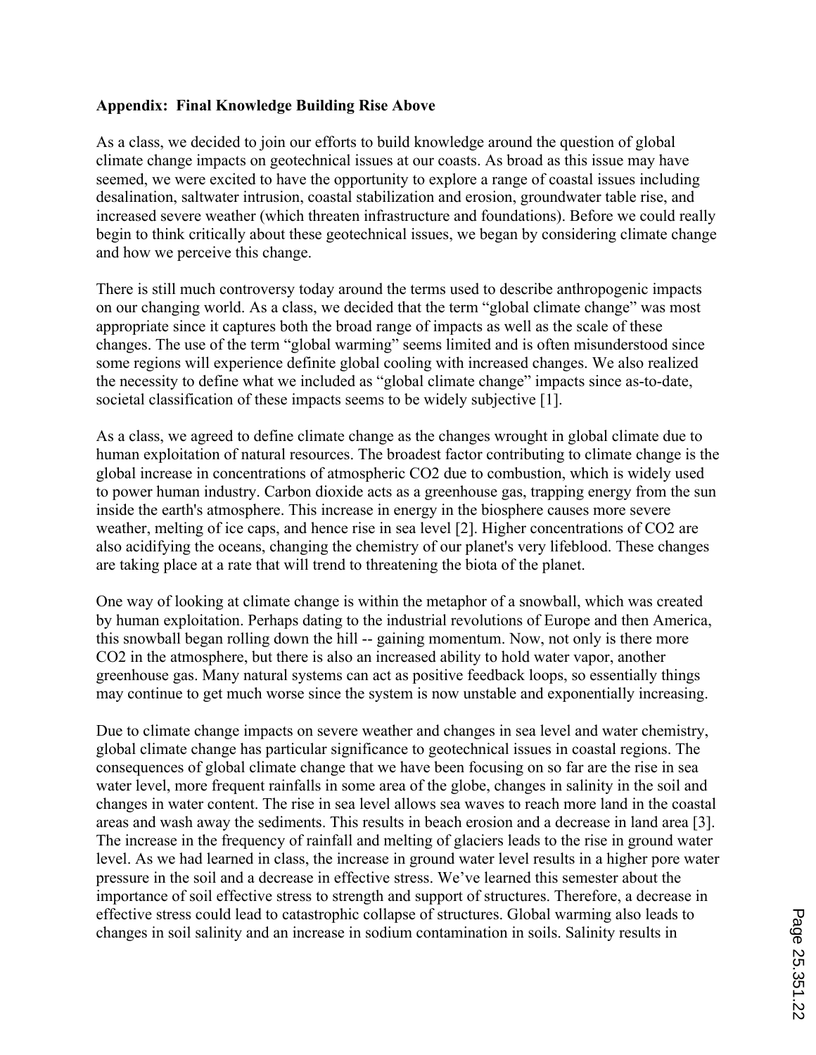**Appendix: Final Knowledge Building Rise Above**

As a class, we decided to join our efforts to build knowledge around the question of global climate change impacts on geotechnical issues at our coasts. As broad as this issue may have seemed, we were excited to have the opportunity to explore a range of coastal issues including desalination, saltwater intrusion, coastal stabilization and erosion, groundwater table rise, and increased severe weather (which threaten infrastructure and foundations). Before we could really begin to think critically about these geotechnical issues, we began by considering climate change and how we perceive this change.

There is still much controversy today around the terms used to describe anthropogenic impacts on our changing world. As a class, we decided that the term "global climate change" was most appropriate since it captures both the broad range of impacts as well as the scale of these changes. The use of the term "global warming" seems limited and is often misunderstood since some regions will experience definite global cooling with increased changes. We also realized the necessity to define what we included as "global climate change" impacts since as-to-date, societal classification of these impacts seems to be widely subjective [1].

As a class, we agreed to define climate change as the changes wrought in global climate due to human exploitation of natural resources. The broadest factor contributing to climate change is the global increase in concentrations of atmospheric $CO_2$ due to combustion, which is widely used to power human industry. Carbon dioxide acts as a greenhouse gas, trapping energy from the sun inside the earth's atmosphere. This increase in energy in the biosphere causes more severe weather, melting of ice caps, and hence rise in sea level [2]. Higher concentrations of $CO_2$ are also acidifying the oceans, changing the chemistry of our planet's very lifeblood. These changes are taking place at a rate that will trend to threatening the biota of the planet.

One way of looking at climate change is within the metaphor of a snowball, which was created by human exploitation. Perhaps dating to the industrial revolutions of Europe and then America, this snowball began rolling down the hill -- gaining momentum. Now, not only is there more $CO_2$ in the atmosphere, but there is also an increased ability to hold water vapor, another greenhouse gas. Many natural systems can act as positive feedback loops, so essentially things may continue to get much worse since the system is now unstable and exponentially increasing.

Due to climate change impacts on severe weather and changes in sea level and water chemistry, global climate change has particular significance to geotechnical issues in coastal regions. The consequences of global climate change that we have been focusing on so far are the rise in sea water level, more frequent rainfalls in some area of the globe, changes in salinity in the soil and changes in water content. The rise in sea level allows sea waves to reach more land in the coastal areas and wash away the sediments. This results in beach erosion and a decrease in land area [3]. The increase in the frequency of rainfall and melting of glaciers leads to the rise in ground water level. As we had learned in class, the increase in ground water level results in a higher pore water pressure in the soil and a decrease in effective stress. We've learned this semester about the importance of soil effective stress to strength and support of structures. Therefore, a decrease in effective stress could lead to catastrophic collapse of structures. Global warming also leads to changes in soil salinity and an increase in sodium contamination in soils. Salinity results in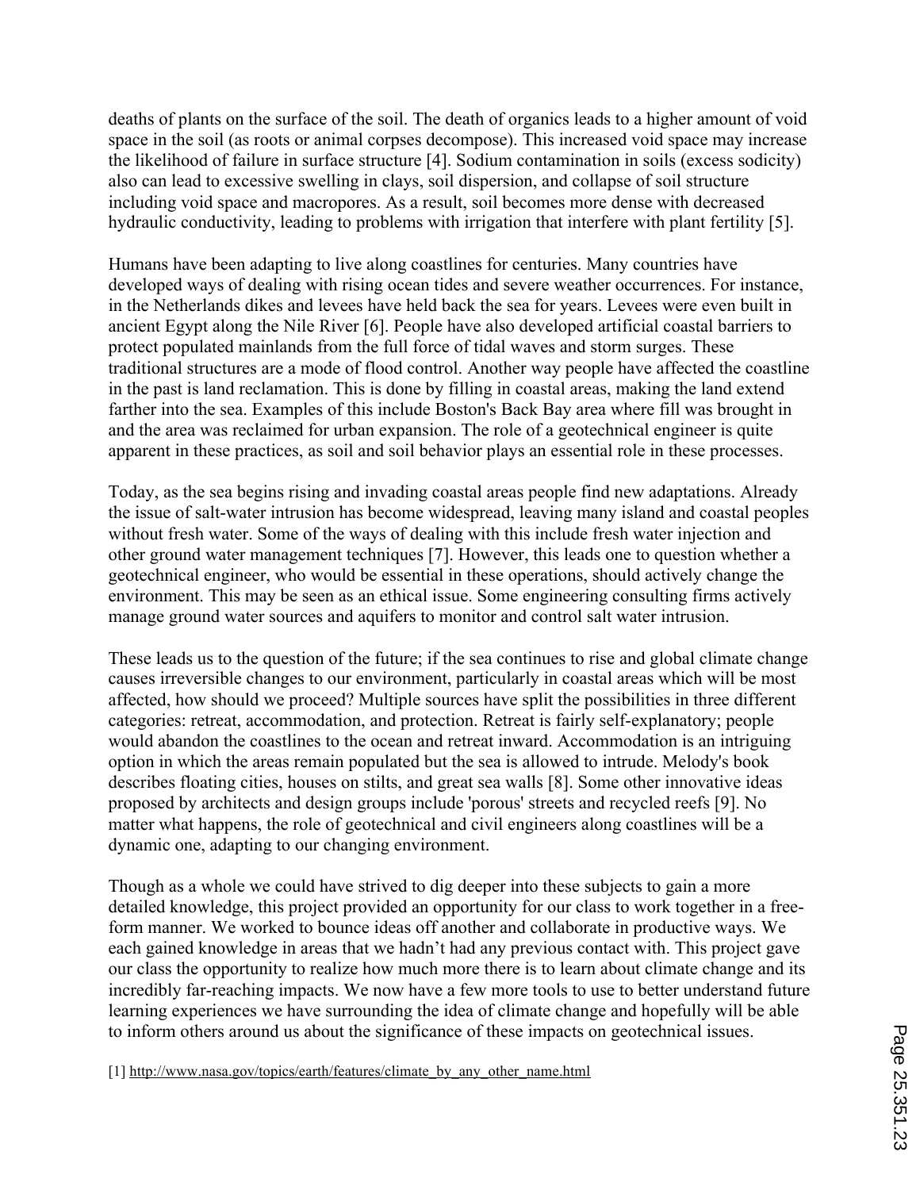deaths of plants on the surface of the soil. The death of organics leads to a higher amount of void space in the soil (as roots or animal corpses decompose). This increased void space may increase the likelihood of failure in surface structure [4]. Sodium contamination in soils (excess sodicity) also can lead to excessive swelling in clays, soil dispersion, and collapse of soil structure including void space and macropores. As a result, soil becomes more dense with decreased hydraulic conductivity, leading to problems with irrigation that interfere with plant fertility [5].

Humans have been adapting to live along coastlines for centuries. Many countries have developed ways of dealing with rising ocean tides and severe weather occurrences. For instance, in the Netherlands dikes and levees have held back the sea for years. Levees were even built in ancient Egypt along the Nile River [6]. People have also developed artificial coastal barriers to protect populated mainlands from the full force of tidal waves and storm surges. These traditional structures are a mode of flood control. Another way people have affected the coastline in the past is land reclamation. This is done by filling in coastal areas, making the land extend farther into the sea. Examples of this include Boston's Back Bay area where fill was brought in and the area was reclaimed for urban expansion. The role of a geotechnical engineer is quite apparent in these practices, as soil and soil behavior plays an essential role in these processes.

Today, as the sea begins rising and invading coastal areas people find new adaptations. Already the issue of salt-water intrusion has become widespread, leaving many island and coastal peoples without fresh water. Some of the ways of dealing with this include fresh water injection and other ground water management techniques [7]. However, this leads one to question whether a geotechnical engineer, who would be essential in these operations, should actively change the environment. This may be seen as an ethical issue. Some engineering consulting firms actively manage ground water sources and aquifers to monitor and control salt water intrusion.

These leads us to the question of the future; if the sea continues to rise and global climate change causes irreversible changes to our environment, particularly in coastal areas which will be most affected, how should we proceed? Multiple sources have split the possibilities in three different categories: retreat, accommodation, and protection. Retreat is fairly self-explanatory; people would abandon the coastlines to the ocean and retreat inward. Accommodation is an intriguing option in which the areas remain populated but the sea is allowed to intrude. Melody's book describes floating cities, houses on stilts, and great sea walls [8]. Some other innovative ideas proposed by architects and design groups include 'porous' streets and recycled reefs [9]. No matter what happens, the role of geotechnical and civil engineers along coastlines will be a dynamic one, adapting to our changing environment.

Though as a whole we could have strived to dig deeper into these subjects to gain a more detailed knowledge, this project provided an opportunity for our class to work together in a free-form manner. We worked to bounce ideas off another and collaborate in productive ways. We each gained knowledge in areas that we hadn't had any previous contact with. This project gave our class the opportunity to realize how much more there is to learn about climate change and its incredibly far-reaching impacts. We now have a few more tools to use to better understand future learning experiences we have surrounding the idea of climate change and hopefully will be able to inform others around us about the significance of these impacts on geotechnical issues.

[1] http://www.nasa.gov/topics/earth/features/climate_by_any_other_name.html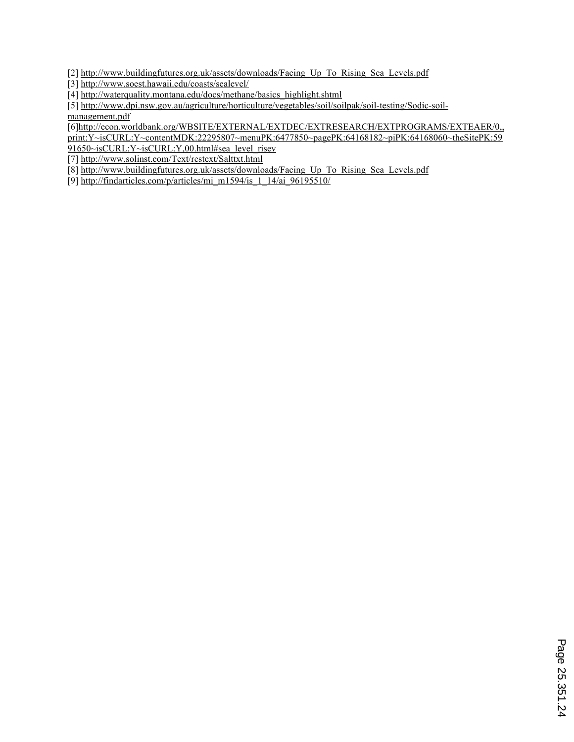[2] http://www.buildingfutures.org.uk/assets/downloads/Facing_Up_To_Rising_Sea_Levels.pdf

[3] http://www.soest.hawaii.edu/coasts/sealevel/

[4] http://waterquality.montana.edu/docs/methane/basics_highlight.shtml

[5] http://www.dpi.nsw.gov.au/agriculture/horticulture/vegetables/soil/soilpak/soil-testing/Sodic-soil-management.pdf

[6]http://econ.worldbank.org/WBSITE/EXTERNAL/EXTDEC/EXTRESEARCH/EXTPROGRAMS/EXTEAER/0,,print:Y~isCURL:Y~contentMDK:22295807~menuPK:6477850~pagePK:64168182~piPK:64168060~theSitePK:5991650~isCURL:Y~isCURL:Y,00.html#sea_level_risev

[7] http://www.solinst.com/Text/restext/Salttxt.html

[8] http://www.buildingfutures.org.uk/assets/downloads/Facing_Up_To_Rising_Sea_Levels.pdf

[9] http://findarticles.com/p/articles/mi_m1594/is_1_14/ai_96195510/